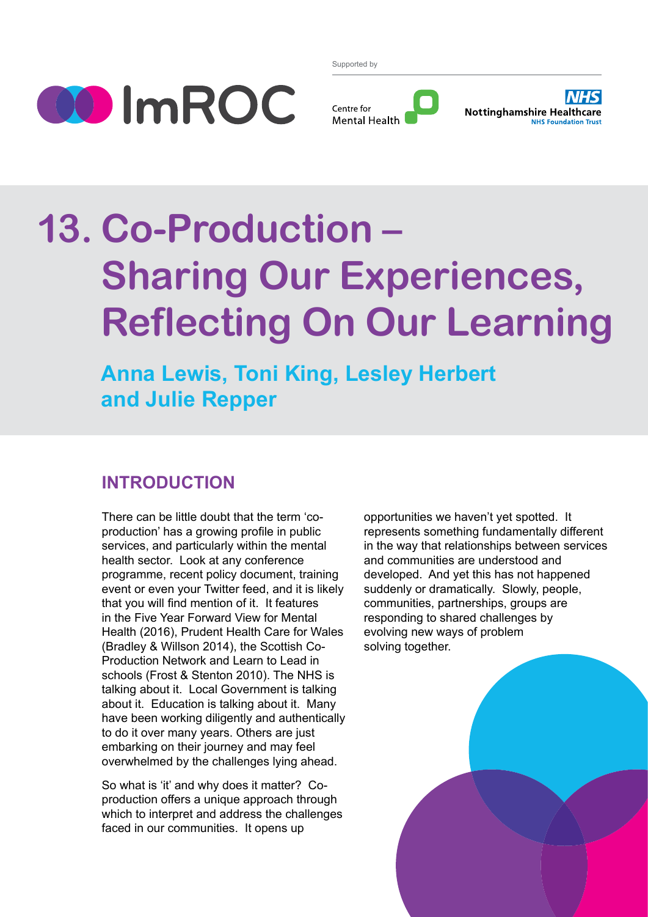Supported by

ImROC

Centre for Mental Health

NHS Nottinghamshire Healthcare NHS Foundation Trust

# 13. Co-Production – Sharing Our Experiences, Reflecting On Our Learning

**Anna Lewis, Toni King, Lesley Herbert and Julie Repper**

## INTRODUCTION

There can be little doubt that the term 'co-production' has a growing profile in public services, and particularly within the mental health sector. Look at any conference programme, recent policy document, training event or even your Twitter feed, and it is likely that you will find mention of it. It features in the Five Year Forward View for Mental Health (2016), Prudent Health Care for Wales (Bradley & Willson 2014), the Scottish Co-Production Network and Learn to Lead in schools (Frost & Stenton 2010). The NHS is talking about it. Local Government is talking about it. Education is talking about it. Many have been working diligently and authentically to do it over many years. Others are just embarking on their journey and may feel overwhelmed by the challenges lying ahead.

So what is 'it' and why does it matter? Co-production offers a unique approach through which to interpret and address the challenges faced in our communities. It opens up opportunities we haven't yet spotted. It represents something fundamentally different in the way that relationships between services and communities are understood and developed. And yet this has not happened suddenly or dramatically. Slowly, people, communities, partnerships, groups are responding to shared challenges by evolving new ways of problem solving together.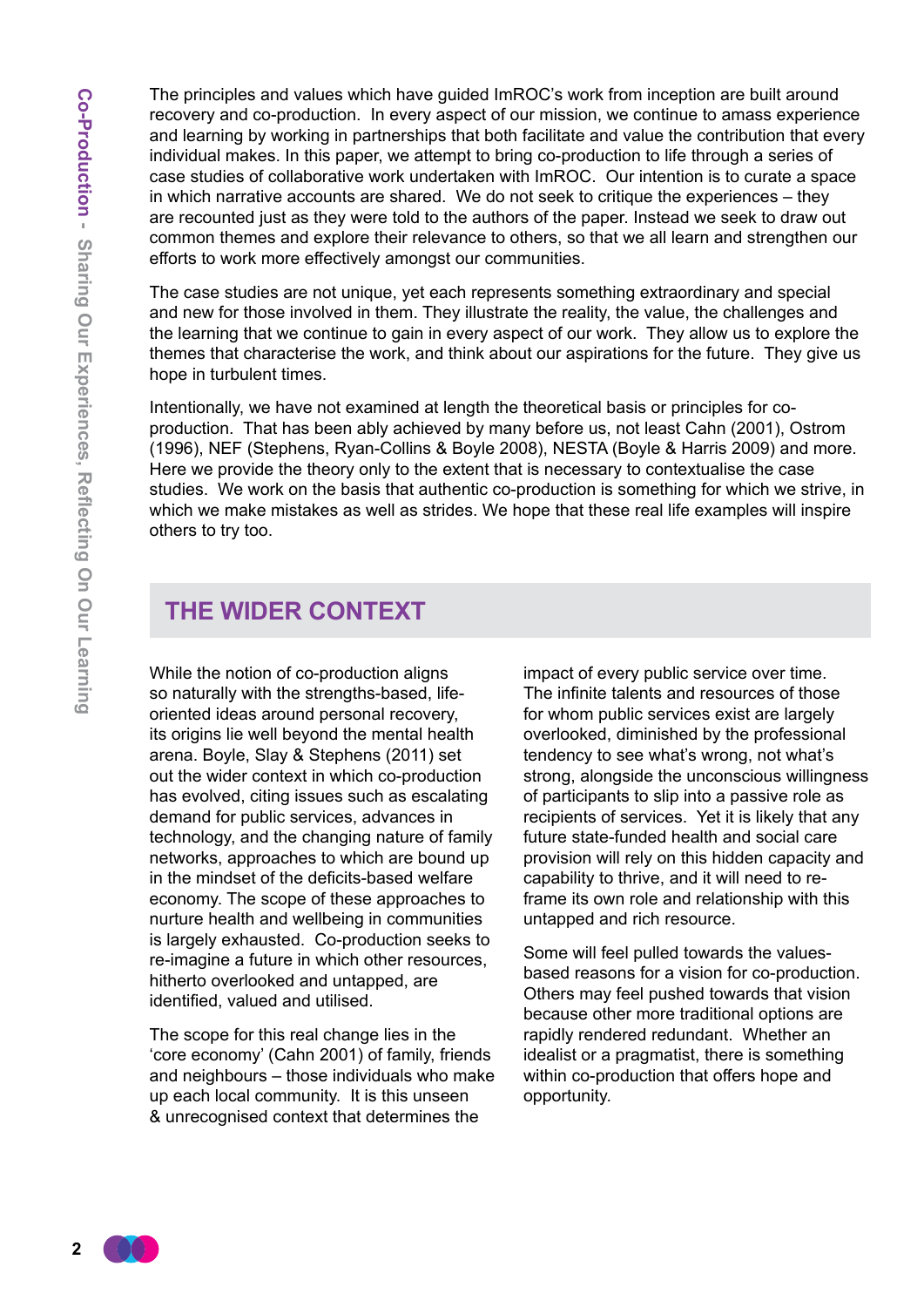The principles and values which have guided ImROC's work from inception are built around recovery and co-production. In every aspect of our mission, we continue to amass experience and learning by working in partnerships that both facilitate and value the contribution that every individual makes. In this paper, we attempt to bring co-production to life through a series of case studies of collaborative work undertaken with ImROC. Our intention is to curate a space in which narrative accounts are shared. We do not seek to critique the experiences – they are recounted just as they were told to the authors of the paper. Instead we seek to draw out common themes and explore their relevance to others, so that we all learn and strengthen our efforts to work more effectively amongst our communities.

The case studies are not unique, yet each represents something extraordinary and special and new for those involved in them. They illustrate the reality, the value, the challenges and the learning that we continue to gain in every aspect of our work. They allow us to explore the themes that characterise the work, and think about our aspirations for the future. They give us hope in turbulent times.

Intentionally, we have not examined at length the theoretical basis or principles for co-production. That has been ably achieved by many before us, not least Cahn (2001), Ostrom (1996), NEF (Stephens, Ryan-Collins & Boyle 2008), NESTA (Boyle & Harris 2009) and more. Here we provide the theory only to the extent that is necessary to contextualise the case studies. We work on the basis that authentic co-production is something for which we strive, in which we make mistakes as well as strides. We hope that these real life examples will inspire others to try too.

## THE WIDER CONTEXT

While the notion of co-production aligns so naturally with the strengths-based, life-oriented ideas around personal recovery, its origins lie well beyond the mental health arena. Boyle, Slay & Stephens (2011) set out the wider context in which co-production has evolved, citing issues such as escalating demand for public services, advances in technology, and the changing nature of family networks, approaches to which are bound up in the mindset of the deficits-based welfare economy. The scope of these approaches to nurture health and wellbeing in communities is largely exhausted. Co-production seeks to re-imagine a future in which other resources, hitherto overlooked and untapped, are identified, valued and utilised.

The scope for this real change lies in the 'core economy' (Cahn 2001) of family, friends and neighbours – those individuals who make up each local community. It is this unseen & unrecognised context that determines the impact of every public service over time. The infinite talents and resources of those for whom public services exist are largely overlooked, diminished by the professional tendency to see what's wrong, not what's strong, alongside the unconscious willingness of participants to slip into a passive role as recipients of services. Yet it is likely that any future state-funded health and social care provision will rely on this hidden capacity and capability to thrive, and it will need to re-frame its own role and relationship with this untapped and rich resource.

Some will feel pulled towards the values-based reasons for a vision for co-production. Others may feel pushed towards that vision because other more traditional options are rapidly rendered redundant. Whether an idealist or a pragmatist, there is something within co-production that offers hope and opportunity.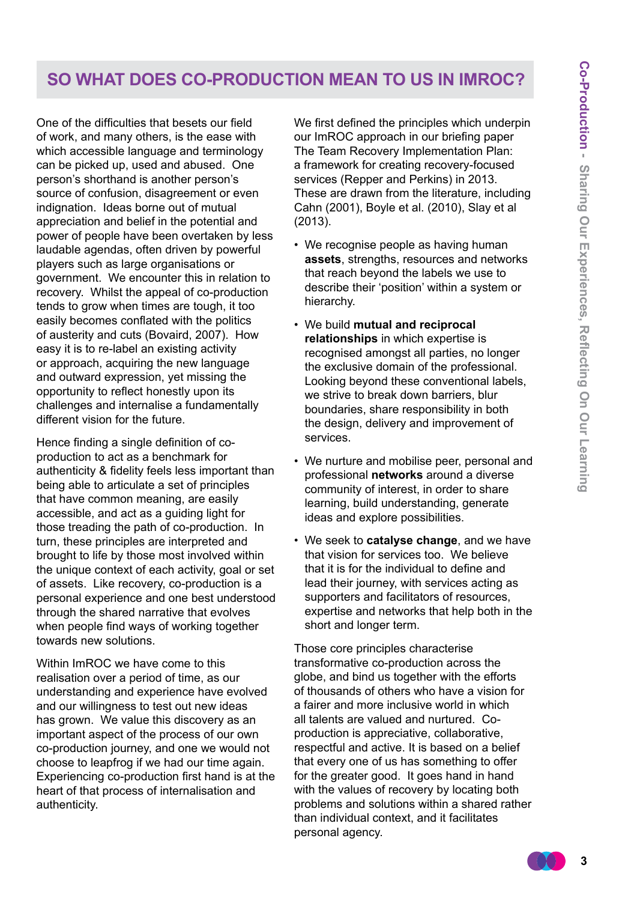## SO WHAT DOES CO-PRODUCTION MEAN TO US IN IMROC?

One of the difficulties that besets our field of work, and many others, is the ease with which accessible language and terminology can be picked up, used and abused. One person's shorthand is another person's source of confusion, disagreement or even indignation. Ideas borne out of mutual appreciation and belief in the potential and power of people have been overtaken by less laudable agendas, often driven by powerful players such as large organisations or government. We encounter this in relation to recovery. Whilst the appeal of co-production tends to grow when times are tough, it too easily becomes conflated with the politics of austerity and cuts (Bovaird, 2007). How easy it is to re-label an existing activity or approach, acquiring the new language and outward expression, yet missing the opportunity to reflect honestly upon its challenges and internalise a fundamentally different vision for the future.

Hence finding a single definition of co-production to act as a benchmark for authenticity & fidelity feels less important than being able to articulate a set of principles that have common meaning, are easily accessible, and act as a guiding light for those treading the path of co-production. In turn, these principles are interpreted and brought to life by those most involved within the unique context of each activity, goal or set of assets. Like recovery, co-production is a personal experience and one best understood through the shared narrative that evolves when people find ways of working together towards new solutions.

Within ImROC we have come to this realisation over a period of time, as our understanding and experience have evolved and our willingness to test out new ideas has grown. We value this discovery as an important aspect of the process of our own co-production journey, and one we would not choose to leapfrog if we had our time again. Experiencing co-production first hand is at the heart of that process of internalisation and authenticity.

We first defined the principles which underpin our ImROC approach in our briefing paper The Team Recovery Implementation Plan: a framework for creating recovery-focused services (Repper and Perkins) in 2013. These are drawn from the literature, including Cahn (2001), Boyle et al. (2010), Slay et al (2013).

- We recognise people as having human **assets**, strengths, resources and networks that reach beyond the labels we use to describe their 'position' within a system or hierarchy.
- We build **mutual and reciprocal relationships** in which expertise is recognised amongst all parties, no longer the exclusive domain of the professional. Looking beyond these conventional labels, we strive to break down barriers, blur boundaries, share responsibility in both the design, delivery and improvement of services.
- We nurture and mobilise peer, personal and professional **networks** around a diverse community of interest, in order to share learning, build understanding, generate ideas and explore possibilities.
- We seek to **catalyse change**, and we have that vision for services too. We believe that it is for the individual to define and lead their journey, with services acting as supporters and facilitators of resources, expertise and networks that help both in the short and longer term.

Those core principles characterise transformative co-production across the globe, and bind us together with the efforts of thousands of others who have a vision for a fairer and more inclusive world in which all talents are valued and nurtured. Co-production is appreciative, collaborative, respectful and active. It is based on a belief that every one of us has something to offer for the greater good. It goes hand in hand with the values of recovery by locating both problems and solutions within a shared rather than individual context, and it facilitates personal agency.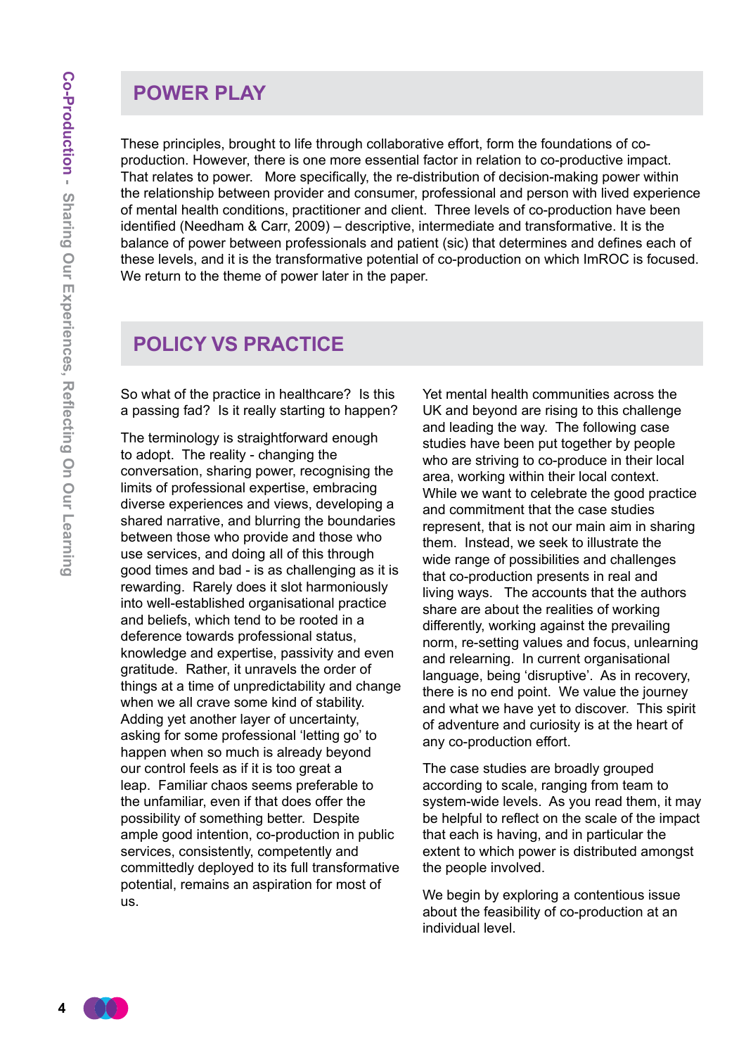## POWER PLAY

These principles, brought to life through collaborative effort, form the foundations of co-production. However, there is one more essential factor in relation to co-productive impact. That relates to power. More specifically, the re-distribution of decision-making power within the relationship between provider and consumer, professional and person with lived experience of mental health conditions, practitioner and client. Three levels of co-production have been identified (Needham & Carr, 2009) – descriptive, intermediate and transformative. It is the balance of power between professionals and patient (sic) that determines and defines each of these levels, and it is the transformative potential of co-production on which ImROC is focused. We return to the theme of power later in the paper.

## POLICY VS PRACTICE

So what of the practice in healthcare? Is this a passing fad? Is it really starting to happen?

The terminology is straightforward enough to adopt. The reality - changing the conversation, sharing power, recognising the limits of professional expertise, embracing diverse experiences and views, developing a shared narrative, and blurring the boundaries between those who provide and those who use services, and doing all of this through good times and bad - is as challenging as it is rewarding. Rarely does it slot harmoniously into well-established organisational practice and beliefs, which tend to be rooted in a deference towards professional status, knowledge and expertise, passivity and even gratitude. Rather, it unravels the order of things at a time of unpredictability and change when we all crave some kind of stability. Adding yet another layer of uncertainty, asking for some professional 'letting go' to happen when so much is already beyond our control feels as if it is too great a leap. Familiar chaos seems preferable to the unfamiliar, even if that does offer the possibility of something better. Despite ample good intention, co-production in public services, consistently, competently and committedly deployed to its full transformative potential, remains an aspiration for most of us.

Yet mental health communities across the UK and beyond are rising to this challenge and leading the way. The following case studies have been put together by people who are striving to co-produce in their local area, working within their local context. While we want to celebrate the good practice and commitment that the case studies represent, that is not our main aim in sharing them. Instead, we seek to illustrate the wide range of possibilities and challenges that co-production presents in real and living ways. The accounts that the authors share are about the realities of working differently, working against the prevailing norm, re-setting values and focus, unlearning and relearning. In current organisational language, being 'disruptive'. As in recovery, there is no end point. We value the journey and what we have yet to discover. This spirit of adventure and curiosity is at the heart of any co-production effort.

The case studies are broadly grouped according to scale, ranging from team to system-wide levels. As you read them, it may be helpful to reflect on the scale of the impact that each is having, and in particular the extent to which power is distributed amongst the people involved.

We begin by exploring a contentious issue about the feasibility of co-production at an individual level.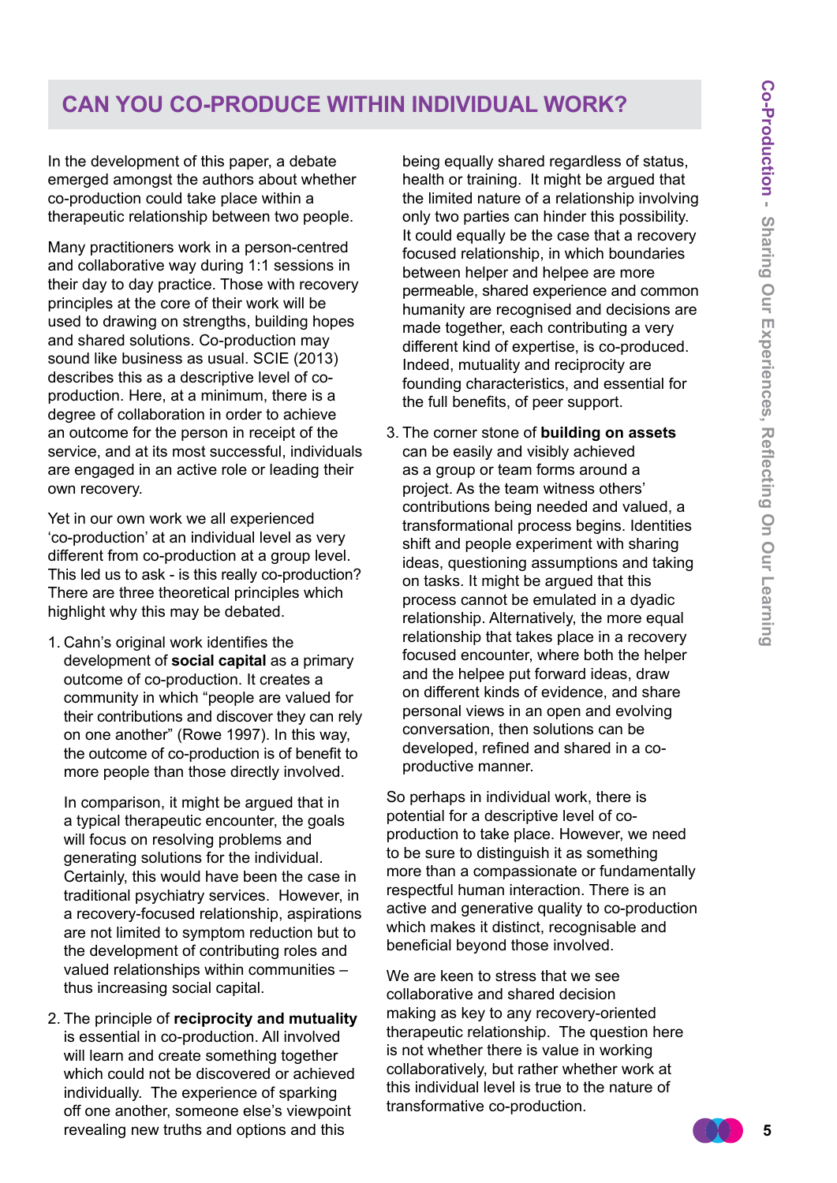## CAN YOU CO-PRODUCE WITHIN INDIVIDUAL WORK?

In the development of this paper, a debate emerged amongst the authors about whether co-production could take place within a therapeutic relationship between two people.

Many practitioners work in a person-centred and collaborative way during 1:1 sessions in their day to day practice. Those with recovery principles at the core of their work will be used to drawing on strengths, building hopes and shared solutions. Co-production may sound like business as usual. SCIE (2013) describes this as a descriptive level of co-production. Here, at a minimum, there is a degree of collaboration in order to achieve an outcome for the person in receipt of the service, and at its most successful, individuals are engaged in an active role or leading their own recovery.

Yet in our own work we all experienced 'co-production' at an individual level as very different from co-production at a group level. This led us to ask - is this really co-production? There are three theoretical principles which highlight why this may be debated.

1. Cahn's original work identifies the development of **social capital** as a primary outcome of co-production. It creates a community in which "people are valued for their contributions and discover they can rely on one another" (Rowe 1997). In this way, the outcome of co-production is of benefit to more people than those directly involved.

   In comparison, it might be argued that in a typical therapeutic encounter, the goals will focus on resolving problems and generating solutions for the individual. Certainly, this would have been the case in traditional psychiatry services. However, in a recovery-focused relationship, aspirations are not limited to symptom reduction but to the development of contributing roles and valued relationships within communities – thus increasing social capital.

2. The principle of **reciprocity and mutuality** is essential in co-production. All involved will learn and create something together which could not be discovered or achieved individually. The experience of sparking off one another, someone else's viewpoint revealing new truths and options and this being equally shared regardless of status, health or training. It might be argued that the limited nature of a relationship involving only two parties can hinder this possibility. It could equally be the case that a recovery focused relationship, in which boundaries between helper and helpee are more permeable, shared experience and common humanity are recognised and decisions are made together, each contributing a very different kind of expertise, is co-produced. Indeed, mutuality and reciprocity are founding characteristics, and essential for the full benefits, of peer support.

3. The corner stone of **building on assets** can be easily and visibly achieved as a group or team forms around a project. As the team witness others' contributions being needed and valued, a transformational process begins. Identities shift and people experiment with sharing ideas, questioning assumptions and taking on tasks. It might be argued that this process cannot be emulated in a dyadic relationship. Alternatively, the more equal relationship that takes place in a recovery focused encounter, where both the helper and the helpee put forward ideas, draw on different kinds of evidence, and share personal views in an open and evolving conversation, then solutions can be developed, refined and shared in a co-productive manner.

So perhaps in individual work, there is potential for a descriptive level of co-production to take place. However, we need to be sure to distinguish it as something more than a compassionate or fundamentally respectful human interaction. There is an active and generative quality to co-production which makes it distinct, recognisable and beneficial beyond those involved.

We are keen to stress that we see collaborative and shared decision making as key to any recovery-oriented therapeutic relationship. The question here is not whether there is value in working collaboratively, but rather whether work at this individual level is true to the nature of transformative co-production.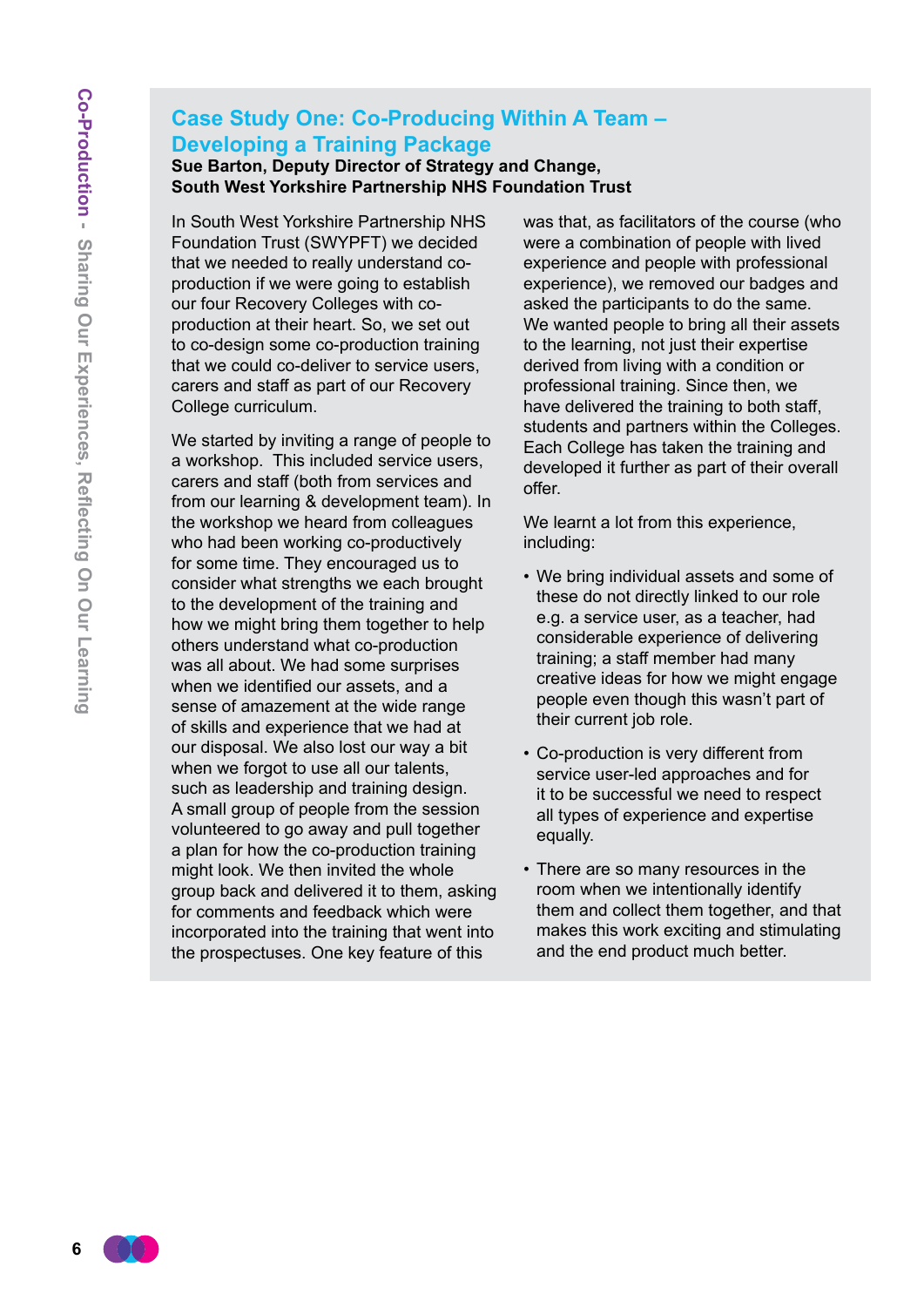## Case Study One: Co-Producing Within A Team – Developing a Training Package

**Sue Barton, Deputy Director of Strategy and Change, South West Yorkshire Partnership NHS Foundation Trust**

In South West Yorkshire Partnership NHS Foundation Trust (SWYPFT) we decided that we needed to really understand co-production if we were going to establish our four Recovery Colleges with co-production at their heart. So, we set out to co-design some co-production training that we could co-deliver to service users, carers and staff as part of our Recovery College curriculum.

We started by inviting a range of people to a workshop. This included service users, carers and staff (both from services and from our learning & development team). In the workshop we heard from colleagues who had been working co-productively for some time. They encouraged us to consider what strengths we each brought to the development of the training and how we might bring them together to help others understand what co-production was all about. We had some surprises when we identified our assets, and a sense of amazement at the wide range of skills and experience that we had at our disposal. We also lost our way a bit when we forgot to use all our talents, such as leadership and training design. A small group of people from the session volunteered to go away and pull together a plan for how the co-production training might look. We then invited the whole group back and delivered it to them, asking for comments and feedback which were incorporated into the training that went into the prospectuses. One key feature of this was that, as facilitators of the course (who were a combination of people with lived experience and people with professional experience), we removed our badges and asked the participants to do the same. We wanted people to bring all their assets to the learning, not just their expertise derived from living with a condition or professional training. Since then, we have delivered the training to both staff, students and partners within the Colleges. Each College has taken the training and developed it further as part of their overall offer.

We learnt a lot from this experience, including:

- We bring individual assets and some of these do not directly linked to our role e.g. a service user, as a teacher, had considerable experience of delivering training; a staff member had many creative ideas for how we might engage people even though this wasn't part of their current job role.
- Co-production is very different from service user-led approaches and for it to be successful we need to respect all types of experience and expertise equally.
- There are so many resources in the room when we intentionally identify them and collect them together, and that makes this work exciting and stimulating and the end product much better.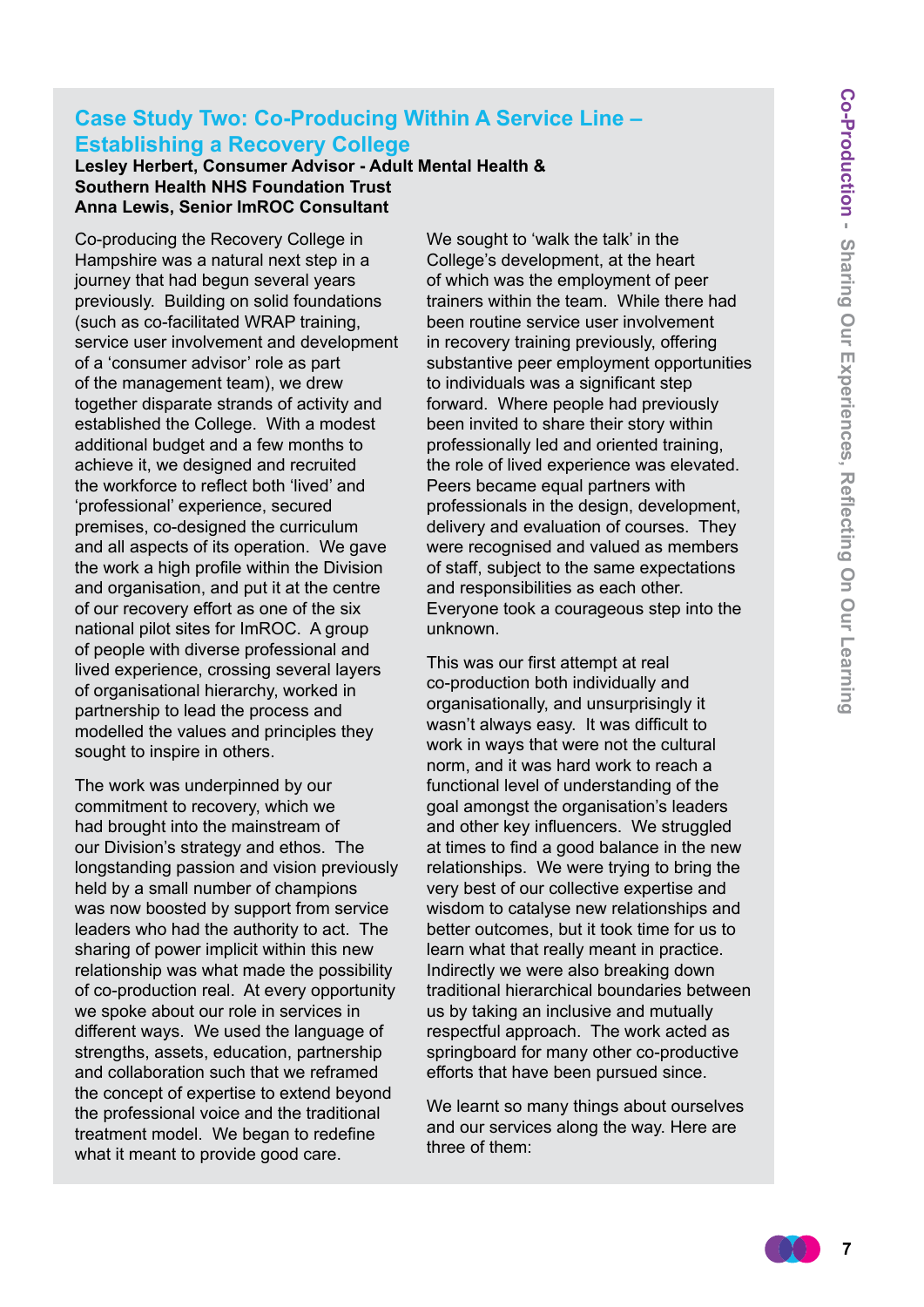## Case Study Two: Co-Producing Within A Service Line – Establishing a Recovery College

**Lesley Herbert, Consumer Advisor - Adult Mental Health & Southern Health NHS Foundation Trust**
**Anna Lewis, Senior ImROC Consultant**

Co-producing the Recovery College in Hampshire was a natural next step in a journey that had begun several years previously. Building on solid foundations (such as co-facilitated WRAP training, service user involvement and development of a 'consumer advisor' role as part of the management team), we drew together disparate strands of activity and established the College. With a modest additional budget and a few months to achieve it, we designed and recruited the workforce to reflect both 'lived' and 'professional' experience, secured premises, co-designed the curriculum and all aspects of its operation. We gave the work a high profile within the Division and organisation, and put it at the centre of our recovery effort as one of the six national pilot sites for ImROC. A group of people with diverse professional and lived experience, crossing several layers of organisational hierarchy, worked in partnership to lead the process and modelled the values and principles they sought to inspire in others.

The work was underpinned by our commitment to recovery, which we had brought into the mainstream of our Division's strategy and ethos. The longstanding passion and vision previously held by a small number of champions was now boosted by support from service leaders who had the authority to act. The sharing of power implicit within this new relationship was what made the possibility of co-production real. At every opportunity we spoke about our role in services in different ways. We used the language of strengths, assets, education, partnership and collaboration such that we reframed the concept of expertise to extend beyond the professional voice and the traditional treatment model. We began to redefine what it meant to provide good care.

We sought to 'walk the talk' in the College's development, at the heart of which was the employment of peer trainers within the team. While there had been routine service user involvement in recovery training previously, offering substantive peer employment opportunities to individuals was a significant step forward. Where people had previously been invited to share their story within professionally led and oriented training, the role of lived experience was elevated. Peers became equal partners with professionals in the design, development, delivery and evaluation of courses. They were recognised and valued as members of staff, subject to the same expectations and responsibilities as each other. Everyone took a courageous step into the unknown.

This was our first attempt at real co-production both individually and organisationally, and unsurprisingly it wasn't always easy. It was difficult to work in ways that were not the cultural norm, and it was hard work to reach a functional level of understanding of the goal amongst the organisation's leaders and other key influencers. We struggled at times to find a good balance in the new relationships. We were trying to bring the very best of our collective expertise and wisdom to catalyse new relationships and better outcomes, but it took time for us to learn what that really meant in practice. Indirectly we were also breaking down traditional hierarchical boundaries between us by taking an inclusive and mutually respectful approach. The work acted as springboard for many other co-productive efforts that have been pursued since.

We learnt so many things about ourselves and our services along the way. Here are three of them: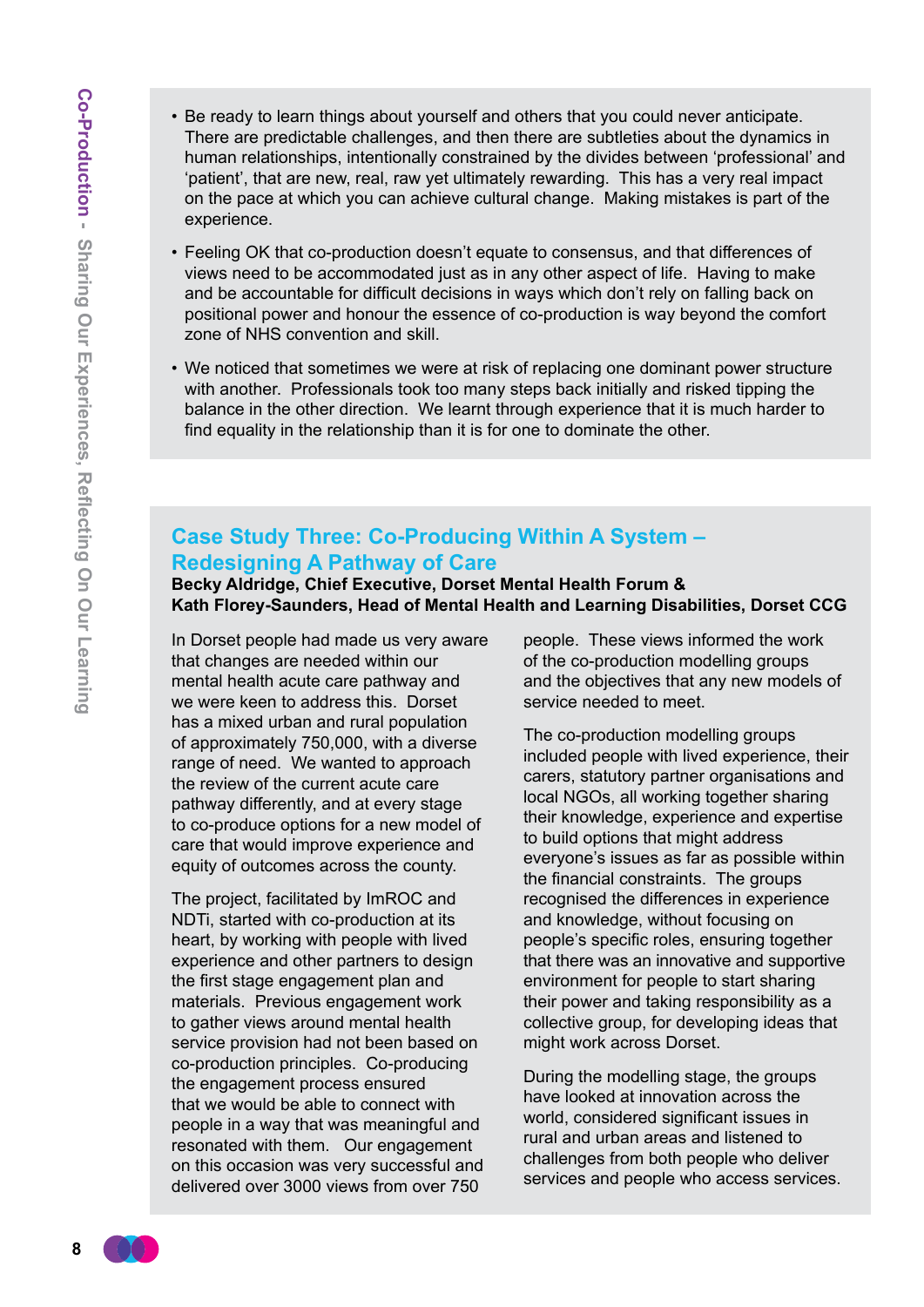- Be ready to learn things about yourself and others that you could never anticipate. There are predictable challenges, and then there are subtleties about the dynamics in human relationships, intentionally constrained by the divides between 'professional' and 'patient', that are new, real, raw yet ultimately rewarding. This has a very real impact on the pace at which you can achieve cultural change. Making mistakes is part of the experience.
- Feeling OK that co-production doesn't equate to consensus, and that differences of views need to be accommodated just as in any other aspect of life. Having to make and be accountable for difficult decisions in ways which don't rely on falling back on positional power and honour the essence of co-production is way beyond the comfort zone of NHS convention and skill.
- We noticed that sometimes we were at risk of replacing one dominant power structure with another. Professionals took too many steps back initially and risked tipping the balance in the other direction. We learnt through experience that it is much harder to find equality in the relationship than it is for one to dominate the other.

## Case Study Three: Co-Producing Within A System – Redesigning A Pathway of Care

**Becky Aldridge, Chief Executive, Dorset Mental Health Forum &**
**Kath Florey-Saunders, Head of Mental Health and Learning Disabilities, Dorset CCG**

In Dorset people had made us very aware that changes are needed within our mental health acute care pathway and we were keen to address this. Dorset has a mixed urban and rural population of approximately 750,000, with a diverse range of need. We wanted to approach the review of the current acute care pathway differently, and at every stage to co-produce options for a new model of care that would improve experience and equity of outcomes across the county.

The project, facilitated by ImROC and NDTi, started with co-production at its heart, by working with people with lived experience and other partners to design the first stage engagement plan and materials. Previous engagement work to gather views around mental health service provision had not been based on co-production principles. Co-producing the engagement process ensured that we would be able to connect with people in a way that was meaningful and resonated with them. Our engagement on this occasion was very successful and delivered over 3000 views from over 750 people. These views informed the work of the co-production modelling groups and the objectives that any new models of service needed to meet.

The co-production modelling groups included people with lived experience, their carers, statutory partner organisations and local NGOs, all working together sharing their knowledge, experience and expertise to build options that might address everyone's issues as far as possible within the financial constraints. The groups recognised the differences in experience and knowledge, without focusing on people's specific roles, ensuring together that there was an innovative and supportive environment for people to start sharing their power and taking responsibility as a collective group, for developing ideas that might work across Dorset.

During the modelling stage, the groups have looked at innovation across the world, considered significant issues in rural and urban areas and listened to challenges from both people who deliver services and people who access services.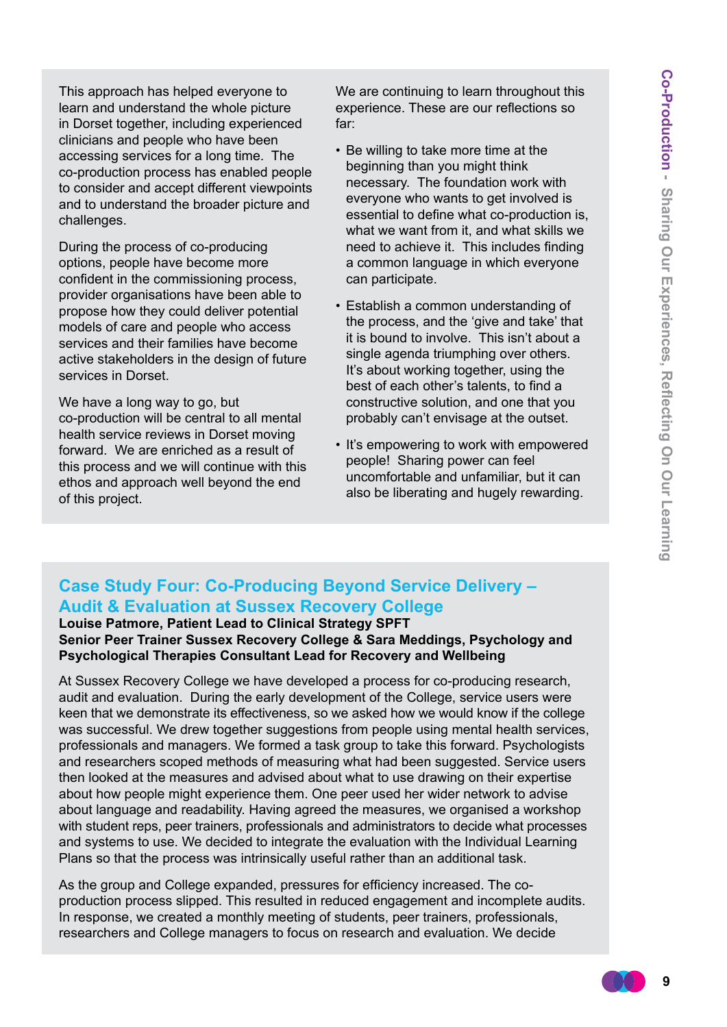This approach has helped everyone to learn and understand the whole picture in Dorset together, including experienced clinicians and people who have been accessing services for a long time. The co-production process has enabled people to consider and accept different viewpoints and to understand the broader picture and challenges.

During the process of co-producing options, people have become more confident in the commissioning process, provider organisations have been able to propose how they could deliver potential models of care and people who access services and their families have become active stakeholders in the design of future services in Dorset.

We have a long way to go, but co-production will be central to all mental health service reviews in Dorset moving forward. We are enriched as a result of this process and we will continue with this ethos and approach well beyond the end of this project.

We are continuing to learn throughout this experience. These are our reflections so far:

- Be willing to take more time at the beginning than you might think necessary. The foundation work with everyone who wants to get involved is essential to define what co-production is, what we want from it, and what skills we need to achieve it. This includes finding a common language in which everyone can participate.
- Establish a common understanding of the process, and the 'give and take' that it is bound to involve. This isn't about a single agenda triumphing over others. It's about working together, using the best of each other's talents, to find a constructive solution, and one that you probably can't envisage at the outset.
- It's empowering to work with empowered people! Sharing power can feel uncomfortable and unfamiliar, but it can also be liberating and hugely rewarding.

## Case Study Four: Co-Producing Beyond Service Delivery – Audit & Evaluation at Sussex Recovery College

**Louise Patmore, Patient Lead to Clinical Strategy SPFT**
**Senior Peer Trainer Sussex Recovery College & Sara Meddings, Psychology and Psychological Therapies Consultant Lead for Recovery and Wellbeing**

At Sussex Recovery College we have developed a process for co-producing research, audit and evaluation. During the early development of the College, service users were keen that we demonstrate its effectiveness, so we asked how we would know if the college was successful. We drew together suggestions from people using mental health services, professionals and managers. We formed a task group to take this forward. Psychologists and researchers scoped methods of measuring what had been suggested. Service users then looked at the measures and advised about what to use drawing on their expertise about how people might experience them. One peer used her wider network to advise about language and readability. Having agreed the measures, we organised a workshop with student reps, peer trainers, professionals and administrators to decide what processes and systems to use. We decided to integrate the evaluation with the Individual Learning Plans so that the process was intrinsically useful rather than an additional task.

As the group and College expanded, pressures for efficiency increased. The co-production process slipped. This resulted in reduced engagement and incomplete audits. In response, we created a monthly meeting of students, peer trainers, professionals, researchers and College managers to focus on research and evaluation. We decide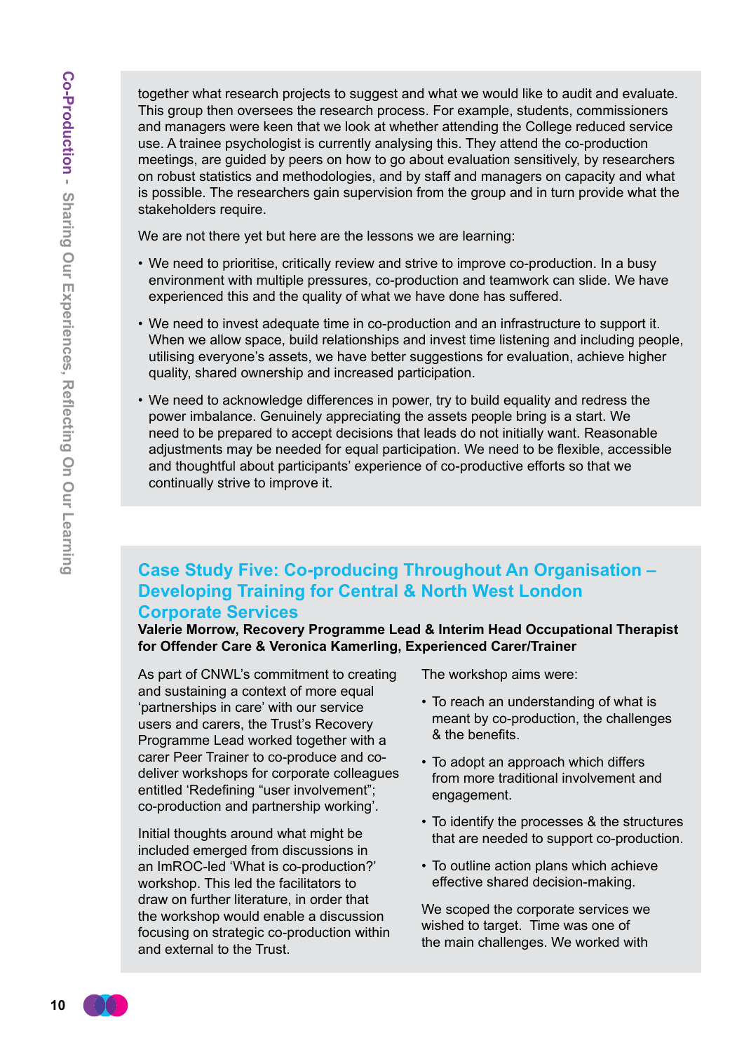together what research projects to suggest and what we would like to audit and evaluate. This group then oversees the research process. For example, students, commissioners and managers were keen that we look at whether attending the College reduced service use. A trainee psychologist is currently analysing this. They attend the co-production meetings, are guided by peers on how to go about evaluation sensitively, by researchers on robust statistics and methodologies, and by staff and managers on capacity and what is possible. The researchers gain supervision from the group and in turn provide what the stakeholders require.

We are not there yet but here are the lessons we are learning:

- We need to prioritise, critically review and strive to improve co-production. In a busy environment with multiple pressures, co-production and teamwork can slide. We have experienced this and the quality of what we have done has suffered.
- We need to invest adequate time in co-production and an infrastructure to support it. When we allow space, build relationships and invest time listening and including people, utilising everyone's assets, we have better suggestions for evaluation, achieve higher quality, shared ownership and increased participation.
- We need to acknowledge differences in power, try to build equality and redress the power imbalance. Genuinely appreciating the assets people bring is a start. We need to be prepared to accept decisions that leads do not initially want. Reasonable adjustments may be needed for equal participation. We need to be flexible, accessible and thoughtful about participants' experience of co-productive efforts so that we continually strive to improve it.

## Case Study Five: Co-producing Throughout An Organisation – Developing Training for Central & North West London Corporate Services

**Valerie Morrow, Recovery Programme Lead & Interim Head Occupational Therapist for Offender Care & Veronica Kamerling, Experienced Carer/Trainer**

As part of CNWL's commitment to creating and sustaining a context of more equal 'partnerships in care' with our service users and carers, the Trust's Recovery Programme Lead worked together with a carer Peer Trainer to co-produce and co-deliver workshops for corporate colleagues entitled 'Redefining "user involvement"; co-production and partnership working'.

Initial thoughts around what might be included emerged from discussions in an ImROC-led 'What is co-production?' workshop. This led the facilitators to draw on further literature, in order that the workshop would enable a discussion focusing on strategic co-production within and external to the Trust.

The workshop aims were:

- To reach an understanding of what is meant by co-production, the challenges & the benefits.
- To adopt an approach which differs from more traditional involvement and engagement.
- To identify the processes & the structures that are needed to support co-production.
- To outline action plans which achieve effective shared decision-making.

We scoped the corporate services we wished to target. Time was one of the main challenges. We worked with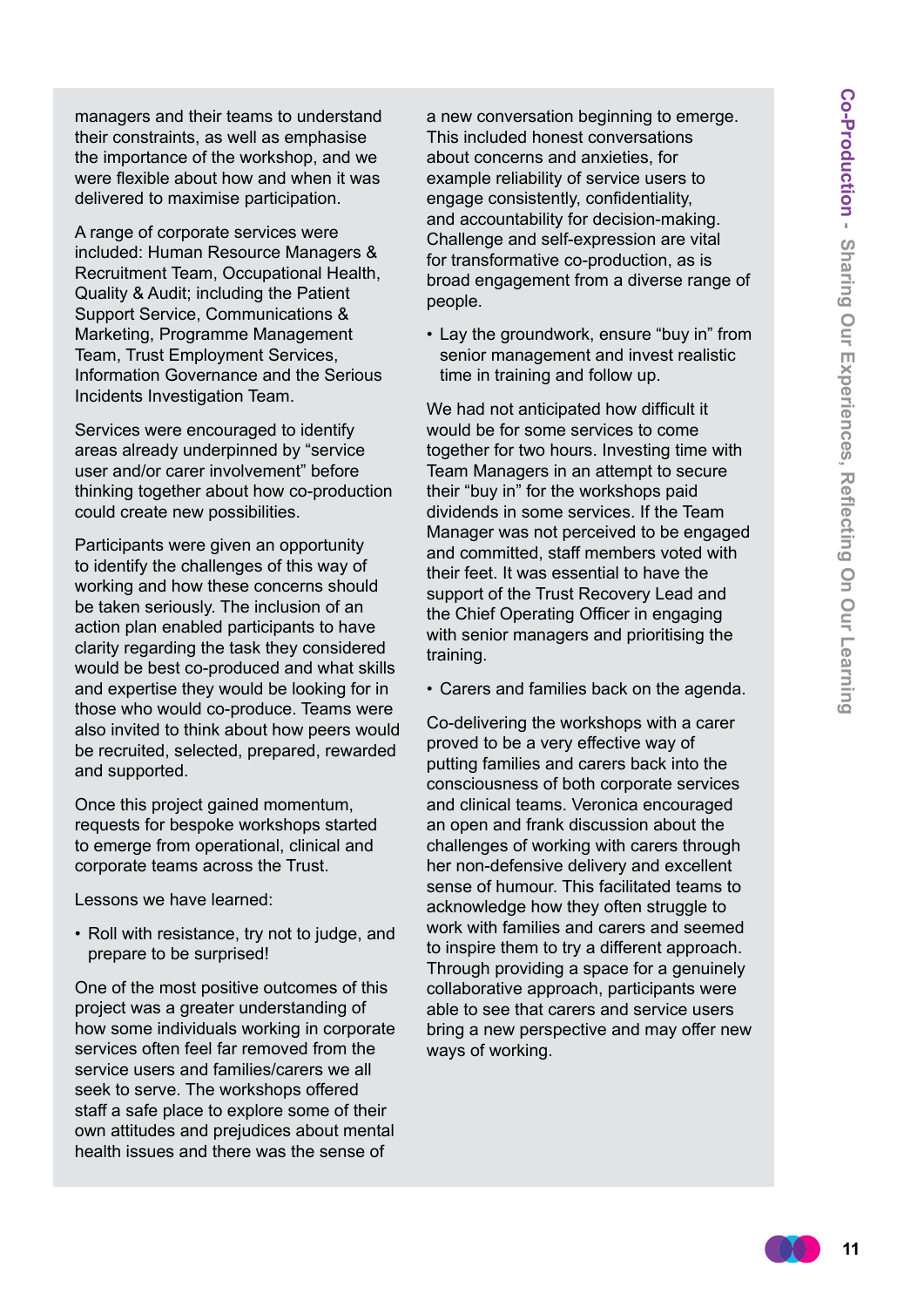managers and their teams to understand their constraints, as well as emphasise the importance of the workshop, and we were flexible about how and when it was delivered to maximise participation.

A range of corporate services were included: Human Resource Managers & Recruitment Team, Occupational Health, Quality & Audit; including the Patient Support Service, Communications & Marketing, Programme Management Team, Trust Employment Services, Information Governance and the Serious Incidents Investigation Team.

Services were encouraged to identify areas already underpinned by "service user and/or carer involvement" before thinking together about how co-production could create new possibilities.

Participants were given an opportunity to identify the challenges of this way of working and how these concerns should be taken seriously. The inclusion of an action plan enabled participants to have clarity regarding the task they considered would be best co-produced and what skills and expertise they would be looking for in those who would co-produce. Teams were also invited to think about how peers would be recruited, selected, prepared, rewarded and supported.

Once this project gained momentum, requests for bespoke workshops started to emerge from operational, clinical and corporate teams across the Trust.

Lessons we have learned:

- Roll with resistance, try not to judge, and prepare to be surprised!

One of the most positive outcomes of this project was a greater understanding of how some individuals working in corporate services often feel far removed from the service users and families/carers we all seek to serve. The workshops offered staff a safe place to explore some of their own attitudes and prejudices about mental health issues and there was the sense of a new conversation beginning to emerge. This included honest conversations about concerns and anxieties, for example reliability of service users to engage consistently, confidentiality, and accountability for decision-making. Challenge and self-expression are vital for transformative co-production, as is broad engagement from a diverse range of people.

- Lay the groundwork, ensure "buy in" from senior management and invest realistic time in training and follow up.

We had not anticipated how difficult it would be for some services to come together for two hours. Investing time with Team Managers in an attempt to secure their "buy in" for the workshops paid dividends in some services. If the Team Manager was not perceived to be engaged and committed, staff members voted with their feet. It was essential to have the support of the Trust Recovery Lead and the Chief Operating Officer in engaging with senior managers and prioritising the training.

- Carers and families back on the agenda.

Co-delivering the workshops with a carer proved to be a very effective way of putting families and carers back into the consciousness of both corporate services and clinical teams. Veronica encouraged an open and frank discussion about the challenges of working with carers through her non-defensive delivery and excellent sense of humour. This facilitated teams to acknowledge how they often struggle to work with families and carers and seemed to inspire them to try a different approach. Through providing a space for a genuinely collaborative approach, participants were able to see that carers and service users bring a new perspective and may offer new ways of working.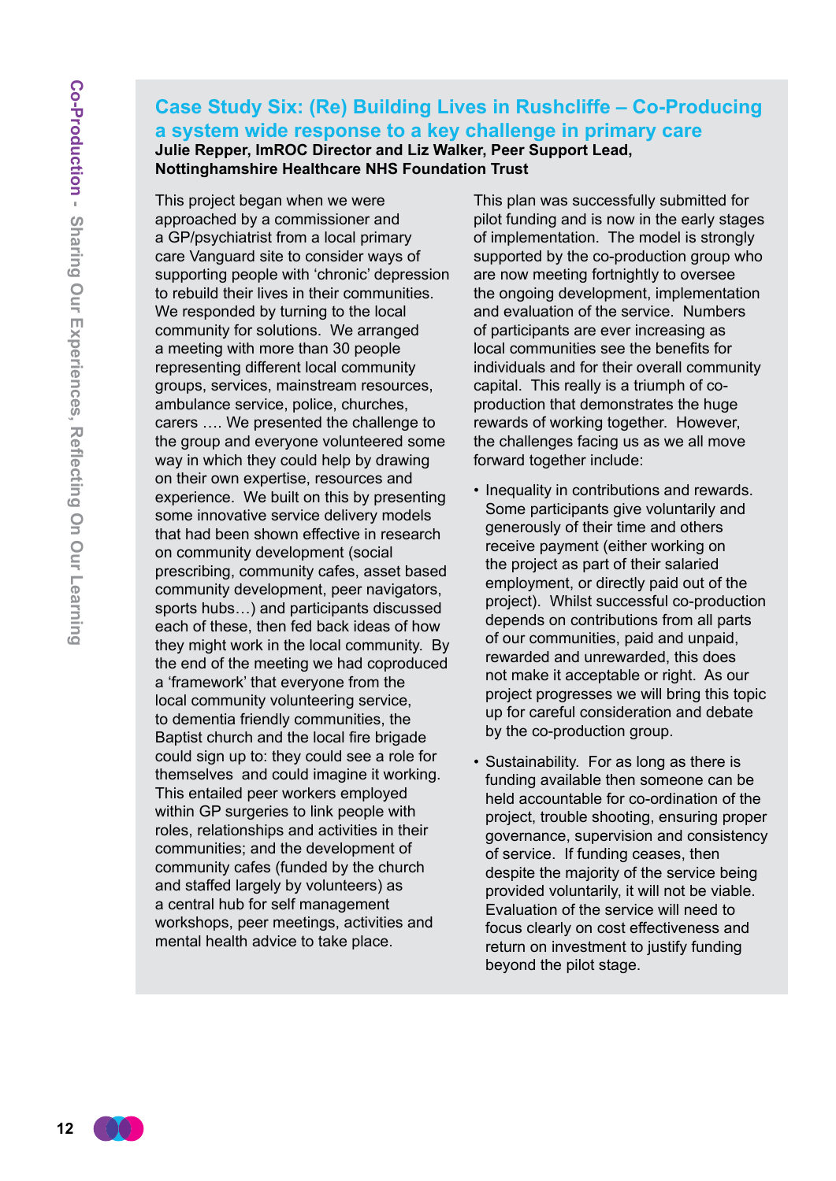## Case Study Six: (Re) Building Lives in Rushcliffe – Co-Producing a system wide response to a key challenge in primary care

**Julie Repper, ImROC Director and Liz Walker, Peer Support Lead, Nottinghamshire Healthcare NHS Foundation Trust**

This project began when we were approached by a commissioner and a GP/psychiatrist from a local primary care Vanguard site to consider ways of supporting people with 'chronic' depression to rebuild their lives in their communities. We responded by turning to the local community for solutions. We arranged a meeting with more than 30 people representing different local community groups, services, mainstream resources, ambulance service, police, churches, carers …. We presented the challenge to the group and everyone volunteered some way in which they could help by drawing on their own expertise, resources and experience. We built on this by presenting some innovative service delivery models that had been shown effective in research on community development (social prescribing, community cafes, asset based community development, peer navigators, sports hubs…) and participants discussed each of these, then fed back ideas of how they might work in the local community. By the end of the meeting we had coproduced a 'framework' that everyone from the local community volunteering service, to dementia friendly communities, the Baptist church and the local fire brigade could sign up to: they could see a role for themselves and could imagine it working. This entailed peer workers employed within GP surgeries to link people with roles, relationships and activities in their communities; and the development of community cafes (funded by the church and staffed largely by volunteers) as a central hub for self management workshops, peer meetings, activities and mental health advice to take place.

This plan was successfully submitted for pilot funding and is now in the early stages of implementation. The model is strongly supported by the co-production group who are now meeting fortnightly to oversee the ongoing development, implementation and evaluation of the service. Numbers of participants are ever increasing as local communities see the benefits for individuals and for their overall community capital. This really is a triumph of co-production that demonstrates the huge rewards of working together. However, the challenges facing us as we all move forward together include:

- Inequality in contributions and rewards. Some participants give voluntarily and generously of their time and others receive payment (either working on the project as part of their salaried employment, or directly paid out of the project). Whilst successful co-production depends on contributions from all parts of our communities, paid and unpaid, rewarded and unrewarded, this does not make it acceptable or right. As our project progresses we will bring this topic up for careful consideration and debate by the co-production group.
- Sustainability. For as long as there is funding available then someone can be held accountable for co-ordination of the project, trouble shooting, ensuring proper governance, supervision and consistency of service. If funding ceases, then despite the majority of the service being provided voluntarily, it will not be viable. Evaluation of the service will need to focus clearly on cost effectiveness and return on investment to justify funding beyond the pilot stage.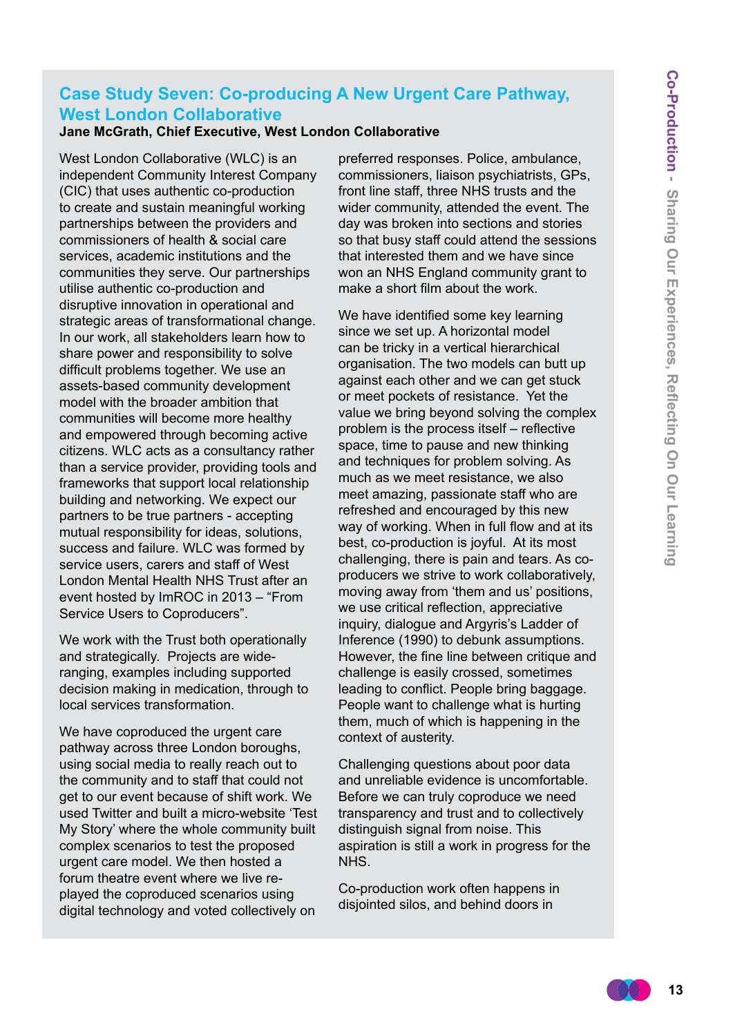## Case Study Seven: Co-producing A New Urgent Care Pathway, West London Collaborative

**Jane McGrath, Chief Executive, West London Collaborative**

West London Collaborative (WLC) is an independent Community Interest Company (CIC) that uses authentic co-production to create and sustain meaningful working partnerships between the providers and commissioners of health & social care services, academic institutions and the communities they serve. Our partnerships utilise authentic co-production and disruptive innovation in operational and strategic areas of transformational change. In our work, all stakeholders learn how to share power and responsibility to solve difficult problems together. We use an assets-based community development model with the broader ambition that communities will become more healthy and empowered through becoming active citizens. WLC acts as a consultancy rather than a service provider, providing tools and frameworks that support local relationship building and networking. We expect our partners to be true partners - accepting mutual responsibility for ideas, solutions, success and failure. WLC was formed by service users, carers and staff of West London Mental Health NHS Trust after an event hosted by ImROC in 2013 – "From Service Users to Coproducers".

We work with the Trust both operationally and strategically. Projects are wide-ranging, examples including supported decision making in medication, through to local services transformation.

We have coproduced the urgent care pathway across three London boroughs, using social media to really reach out to the community and to staff that could not get to our event because of shift work. We used Twitter and built a micro-website 'Test My Story' where the whole community built complex scenarios to test the proposed urgent care model. We then hosted a forum theatre event where we live re-played the coproduced scenarios using digital technology and voted collectively on preferred responses. Police, ambulance, commissioners, liaison psychiatrists, GPs, front line staff, three NHS trusts and the wider community, attended the event. The day was broken into sections and stories so that busy staff could attend the sessions that interested them and we have since won an NHS England community grant to make a short film about the work.

We have identified some key learning since we set up. A horizontal model can be tricky in a vertical hierarchical organisation. The two models can butt up against each other and we can get stuck or meet pockets of resistance. Yet the value we bring beyond solving the complex problem is the process itself – reflective space, time to pause and new thinking and techniques for problem solving. As much as we meet resistance, we also meet amazing, passionate staff who are refreshed and encouraged by this new way of working. When in full flow and at its best, co-production is joyful. At its most challenging, there is pain and tears. As co-producers we strive to work collaboratively, moving away from 'them and us' positions, we use critical reflection, appreciative inquiry, dialogue and Argyris's Ladder of Inference (1990) to debunk assumptions. However, the fine line between critique and challenge is easily crossed, sometimes leading to conflict. People bring baggage. People want to challenge what is hurting them, much of which is happening in the context of austerity.

Challenging questions about poor data and unreliable evidence is uncomfortable. Before we can truly coproduce we need transparency and trust and to collectively distinguish signal from noise. This aspiration is still a work in progress for the NHS.

Co-production work often happens in disjointed silos, and behind doors in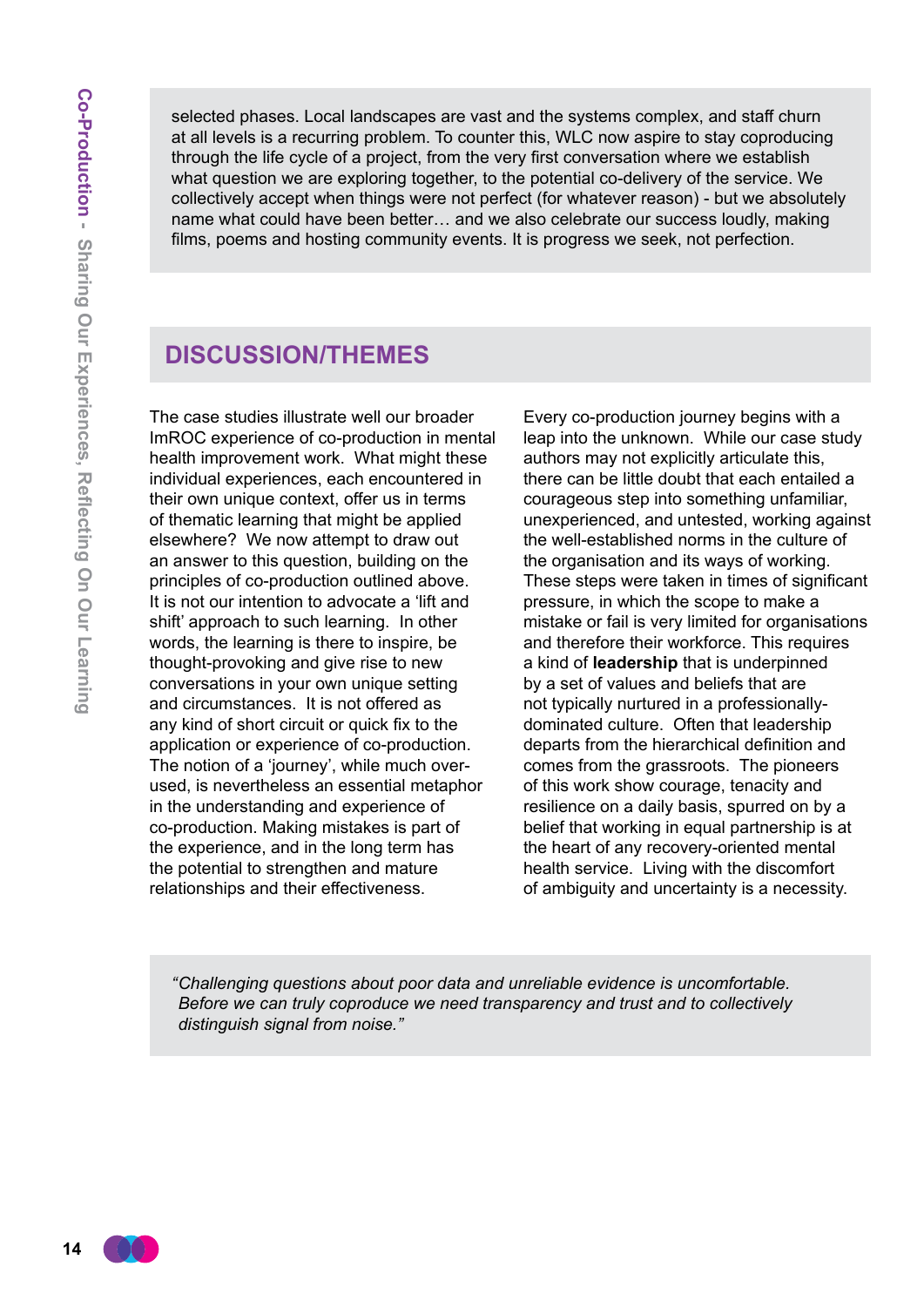selected phases. Local landscapes are vast and the systems complex, and staff churn at all levels is a recurring problem. To counter this, WLC now aspire to stay coproducing through the life cycle of a project, from the very first conversation where we establish what question we are exploring together, to the potential co-delivery of the service. We collectively accept when things were not perfect (for whatever reason) - but we absolutely name what could have been better… and we also celebrate our success loudly, making films, poems and hosting community events. It is progress we seek, not perfection.

## DISCUSSION/THEMES

The case studies illustrate well our broader ImROC experience of co-production in mental health improvement work. What might these individual experiences, each encountered in their own unique context, offer us in terms of thematic learning that might be applied elsewhere? We now attempt to draw out an answer to this question, building on the principles of co-production outlined above. It is not our intention to advocate a 'lift and shift' approach to such learning. In other words, the learning is there to inspire, be thought-provoking and give rise to new conversations in your own unique setting and circumstances. It is not offered as any kind of short circuit or quick fix to the application or experience of co-production. The notion of a 'journey', while much over-used, is nevertheless an essential metaphor in the understanding and experience of co-production. Making mistakes is part of the experience, and in the long term has the potential to strengthen and mature relationships and their effectiveness.

Every co-production journey begins with a leap into the unknown. While our case study authors may not explicitly articulate this, there can be little doubt that each entailed a courageous step into something unfamiliar, unexperienced, and untested, working against the well-established norms in the culture of the organisation and its ways of working. These steps were taken in times of significant pressure, in which the scope to make a mistake or fail is very limited for organisations and therefore their workforce. This requires a kind of **leadership** that is underpinned by a set of values and beliefs that are not typically nurtured in a professionally-dominated culture. Often that leadership departs from the hierarchical definition and comes from the grassroots. The pioneers of this work show courage, tenacity and resilience on a daily basis, spurred on by a belief that working in equal partnership is at the heart of any recovery-oriented mental health service. Living with the discomfort of ambiguity and uncertainty is a necessity.

*"Challenging questions about poor data and unreliable evidence is uncomfortable. Before we can truly coproduce we need transparency and trust and to collectively distinguish signal from noise."*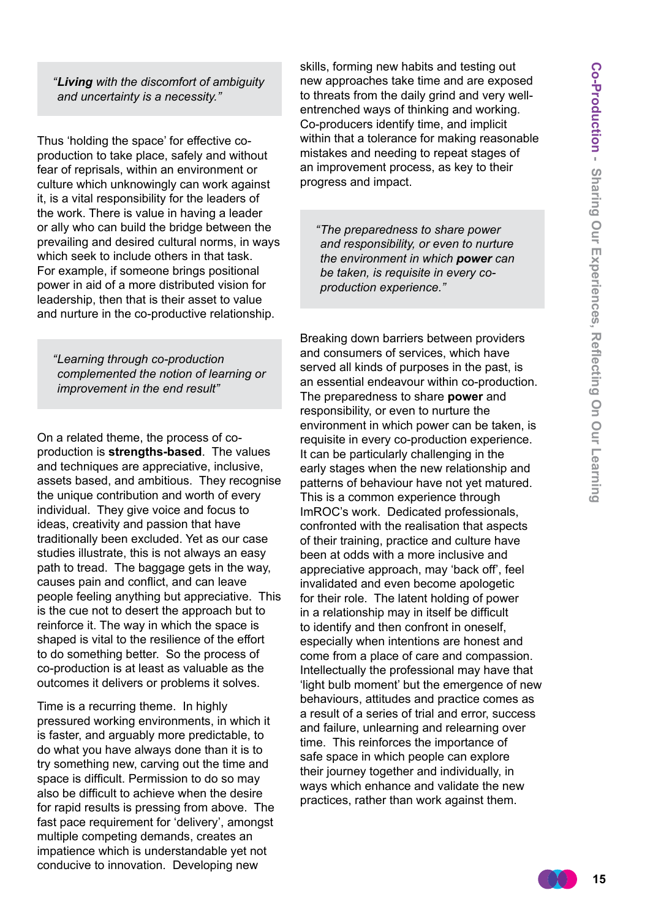> *"**Living** with the discomfort of ambiguity and uncertainty is a necessity."*

Thus 'holding the space' for effective co-production to take place, safely and without fear of reprisals, within an environment or culture which unknowingly can work against it, is a vital responsibility for the leaders of the work. There is value in having a leader or ally who can build the bridge between the prevailing and desired cultural norms, in ways which seek to include others in that task. For example, if someone brings positional power in aid of a more distributed vision for leadership, then that is their asset to value and nurture in the co-productive relationship.

> *"Learning through co-production complemented the notion of learning or improvement in the end result"*

On a related theme, the process of co-production is **strengths-based**. The values and techniques are appreciative, inclusive, assets based, and ambitious. They recognise the unique contribution and worth of every individual. They give voice and focus to ideas, creativity and passion that have traditionally been excluded. Yet as our case studies illustrate, this is not always an easy path to tread. The baggage gets in the way, causes pain and conflict, and can leave people feeling anything but appreciative. This is the cue not to desert the approach but to reinforce it. The way in which the space is shaped is vital to the resilience of the effort to do something better. So the process of co-production is at least as valuable as the outcomes it delivers or problems it solves.

Time is a recurring theme. In highly pressured working environments, in which it is faster, and arguably more predictable, to do what you have always done than it is to try something new, carving out the time and space is difficult. Permission to do so may also be difficult to achieve when the desire for rapid results is pressing from above. The fast pace requirement for 'delivery', amongst multiple competing demands, creates an impatience which is understandable yet not conducive to innovation. Developing new skills, forming new habits and testing out new approaches take time and are exposed to threats from the daily grind and very well-entrenched ways of thinking and working. Co-producers identify time, and implicit within that a tolerance for making reasonable mistakes and needing to repeat stages of an improvement process, as key to their progress and impact.

> *"The preparedness to share power and responsibility, or even to nurture the environment in which **power** can be taken, is requisite in every co-production experience."*

Breaking down barriers between providers and consumers of services, which have served all kinds of purposes in the past, is an essential endeavour within co-production. The preparedness to share **power** and responsibility, or even to nurture the environment in which power can be taken, is requisite in every co-production experience. It can be particularly challenging in the early stages when the new relationship and patterns of behaviour have not yet matured. This is a common experience through ImROC's work. Dedicated professionals, confronted with the realisation that aspects of their training, practice and culture have been at odds with a more inclusive and appreciative approach, may 'back off', feel invalidated and even become apologetic for their role. The latent holding of power in a relationship may in itself be difficult to identify and then confront in oneself, especially when intentions are honest and come from a place of care and compassion. Intellectually the professional may have that 'light bulb moment' but the emergence of new behaviours, attitudes and practice comes as a result of a series of trial and error, success and failure, unlearning and relearning over time. This reinforces the importance of safe space in which people can explore their journey together and individually, in ways which enhance and validate the new practices, rather than work against them.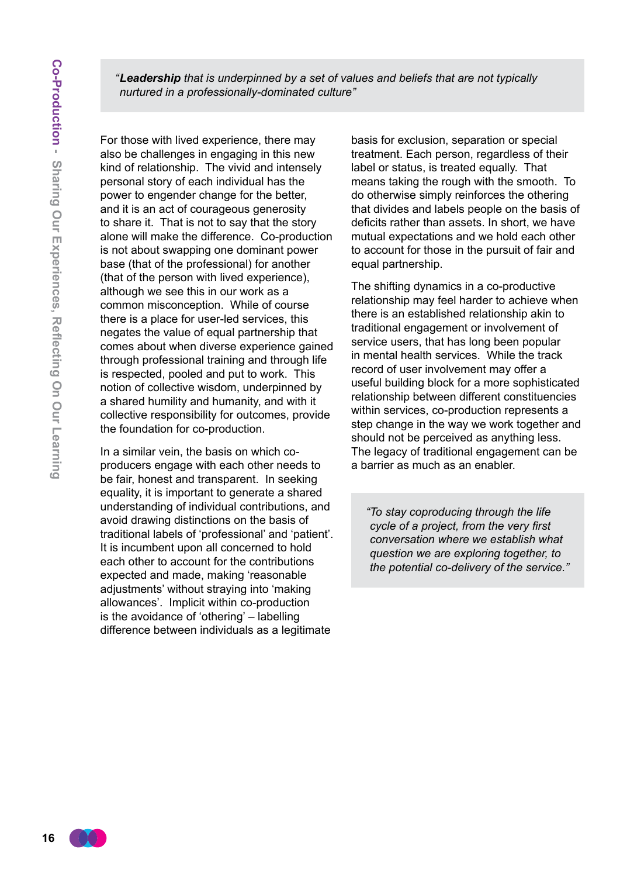> *"**Leadership** that is underpinned by a set of values and beliefs that are not typically nurtured in a professionally-dominated culture"*

For those with lived experience, there may also be challenges in engaging in this new kind of relationship. The vivid and intensely personal story of each individual has the power to engender change for the better, and it is an act of courageous generosity to share it. That is not to say that the story alone will make the difference. Co-production is not about swapping one dominant power base (that of the professional) for another (that of the person with lived experience), although we see this in our work as a common misconception. While of course there is a place for user-led services, this negates the value of equal partnership that comes about when diverse experience gained through professional training and through life is respected, pooled and put to work. This notion of collective wisdom, underpinned by a shared humility and humanity, and with it collective responsibility for outcomes, provide the foundation for co-production.

In a similar vein, the basis on which co-producers engage with each other needs to be fair, honest and transparent. In seeking equality, it is important to generate a shared understanding of individual contributions, and avoid drawing distinctions on the basis of traditional labels of 'professional' and 'patient'. It is incumbent upon all concerned to hold each other to account for the contributions expected and made, making 'reasonable adjustments' without straying into 'making allowances'. Implicit within co-production is the avoidance of 'othering' – labelling difference between individuals as a legitimate basis for exclusion, separation or special treatment. Each person, regardless of their label or status, is treated equally. That means taking the rough with the smooth. To do otherwise simply reinforces the othering that divides and labels people on the basis of deficits rather than assets. In short, we have mutual expectations and we hold each other to account for those in the pursuit of fair and equal partnership.

The shifting dynamics in a co-productive relationship may feel harder to achieve when there is an established relationship akin to traditional engagement or involvement of service users, that has long been popular in mental health services. While the track record of user involvement may offer a useful building block for a more sophisticated relationship between different constituencies within services, co-production represents a step change in the way we work together and should not be perceived as anything less. The legacy of traditional engagement can be a barrier as much as an enabler.

> *"To stay coproducing through the life cycle of a project, from the very first conversation where we establish what question we are exploring together, to the potential co-delivery of the service."*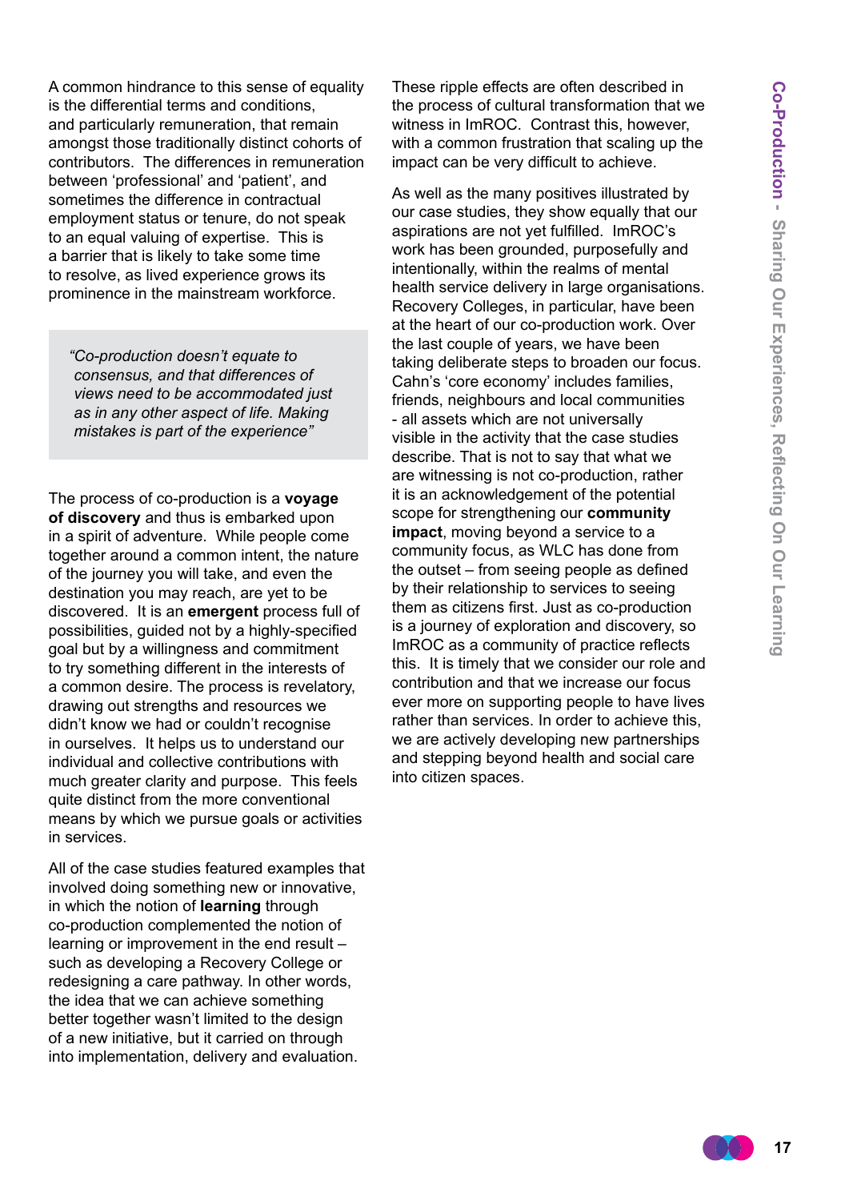A common hindrance to this sense of equality is the differential terms and conditions, and particularly remuneration, that remain amongst those traditionally distinct cohorts of contributors. The differences in remuneration between 'professional' and 'patient', and sometimes the difference in contractual employment status or tenure, do not speak to an equal valuing of expertise. This is a barrier that is likely to take some time to resolve, as lived experience grows its prominence in the mainstream workforce.

> *"Co-production doesn't equate to consensus, and that differences of views need to be accommodated just as in any other aspect of life. Making mistakes is part of the experience"*

The process of co-production is a **voyage of discovery** and thus is embarked upon in a spirit of adventure. While people come together around a common intent, the nature of the journey you will take, and even the destination you may reach, are yet to be discovered. It is an **emergent** process full of possibilities, guided not by a highly-specified goal but by a willingness and commitment to try something different in the interests of a common desire. The process is revelatory, drawing out strengths and resources we didn't know we had or couldn't recognise in ourselves. It helps us to understand our individual and collective contributions with much greater clarity and purpose. This feels quite distinct from the more conventional means by which we pursue goals or activities in services.

All of the case studies featured examples that involved doing something new or innovative, in which the notion of **learning** through co-production complemented the notion of learning or improvement in the end result – such as developing a Recovery College or redesigning a care pathway. In other words, the idea that we can achieve something better together wasn't limited to the design of a new initiative, but it carried on through into implementation, delivery and evaluation.

These ripple effects are often described in the process of cultural transformation that we witness in ImROC. Contrast this, however, with a common frustration that scaling up the impact can be very difficult to achieve.

As well as the many positives illustrated by our case studies, they show equally that our aspirations are not yet fulfilled. ImROC's work has been grounded, purposefully and intentionally, within the realms of mental health service delivery in large organisations. Recovery Colleges, in particular, have been at the heart of our co-production work. Over the last couple of years, we have been taking deliberate steps to broaden our focus. Cahn's 'core economy' includes families, friends, neighbours and local communities - all assets which are not universally visible in the activity that the case studies describe. That is not to say that what we are witnessing is not co-production, rather it is an acknowledgement of the potential scope for strengthening our **community impact**, moving beyond a service to a community focus, as WLC has done from the outset – from seeing people as defined by their relationship to services to seeing them as citizens first. Just as co-production is a journey of exploration and discovery, so ImROC as a community of practice reflects this. It is timely that we consider our role and contribution and that we increase our focus ever more on supporting people to have lives rather than services. In order to achieve this, we are actively developing new partnerships and stepping beyond health and social care into citizen spaces.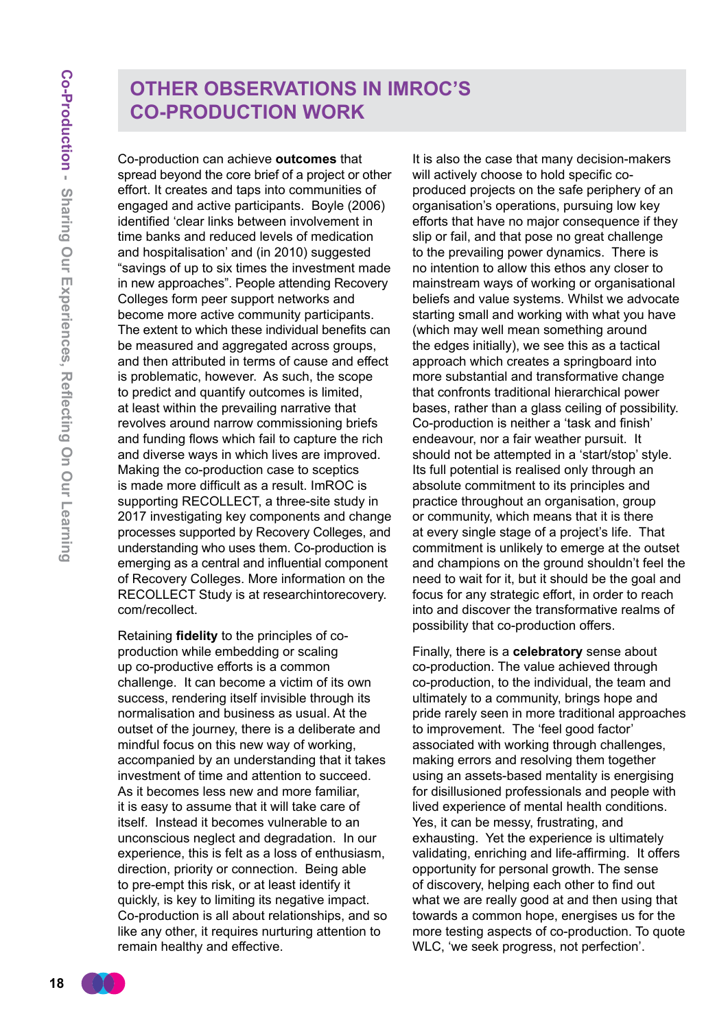## OTHER OBSERVATIONS IN IMROC'S CO-PRODUCTION WORK

Co-production can achieve **outcomes** that spread beyond the core brief of a project or other effort. It creates and taps into communities of engaged and active participants. Boyle (2006) identified 'clear links between involvement in time banks and reduced levels of medication and hospitalisation' and (in 2010) suggested "savings of up to six times the investment made in new approaches". People attending Recovery Colleges form peer support networks and become more active community participants. The extent to which these individual benefits can be measured and aggregated across groups, and then attributed in terms of cause and effect is problematic, however. As such, the scope to predict and quantify outcomes is limited, at least within the prevailing narrative that revolves around narrow commissioning briefs and funding flows which fail to capture the rich and diverse ways in which lives are improved. Making the co-production case to sceptics is made more difficult as a result. ImROC is supporting RECOLLECT, a three-site study in 2017 investigating key components and change processes supported by Recovery Colleges, and understanding who uses them. Co-production is emerging as a central and influential component of Recovery Colleges. More information on the RECOLLECT Study is at researchintorecovery.com/recollect.

Retaining **fidelity** to the principles of co-production while embedding or scaling up co-productive efforts is a common challenge. It can become a victim of its own success, rendering itself invisible through its normalisation and business as usual. At the outset of the journey, there is a deliberate and mindful focus on this new way of working, accompanied by an understanding that it takes investment of time and attention to succeed. As it becomes less new and more familiar, it is easy to assume that it will take care of itself. Instead it becomes vulnerable to an unconscious neglect and degradation. In our experience, this is felt as a loss of enthusiasm, direction, priority or connection. Being able to pre-empt this risk, or at least identify it quickly, is key to limiting its negative impact. Co-production is all about relationships, and so like any other, it requires nurturing attention to remain healthy and effective.

It is also the case that many decision-makers will actively choose to hold specific co-produced projects on the safe periphery of an organisation's operations, pursuing low key efforts that have no major consequence if they slip or fail, and that pose no great challenge to the prevailing power dynamics. There is no intention to allow this ethos any closer to mainstream ways of working or organisational beliefs and value systems. Whilst we advocate starting small and working with what you have (which may well mean something around the edges initially), we see this as a tactical approach which creates a springboard into more substantial and transformative change that confronts traditional hierarchical power bases, rather than a glass ceiling of possibility. Co-production is neither a 'task and finish' endeavour, nor a fair weather pursuit. It should not be attempted in a 'start/stop' style. Its full potential is realised only through an absolute commitment to its principles and practice throughout an organisation, group or community, which means that it is there at every single stage of a project's life. That commitment is unlikely to emerge at the outset and champions on the ground shouldn't feel the need to wait for it, but it should be the goal and focus for any strategic effort, in order to reach into and discover the transformative realms of possibility that co-production offers.

Finally, there is a **celebratory** sense about co-production. The value achieved through co-production, to the individual, the team and ultimately to a community, brings hope and pride rarely seen in more traditional approaches to improvement. The 'feel good factor' associated with working through challenges, making errors and resolving them together using an assets-based mentality is energising for disillusioned professionals and people with lived experience of mental health conditions. Yes, it can be messy, frustrating, and exhausting. Yet the experience is ultimately validating, enriching and life-affirming. It offers opportunity for personal growth. The sense of discovery, helping each other to find out what we are really good at and then using that towards a common hope, energises us for the more testing aspects of co-production. To quote WLC, 'we seek progress, not perfection'.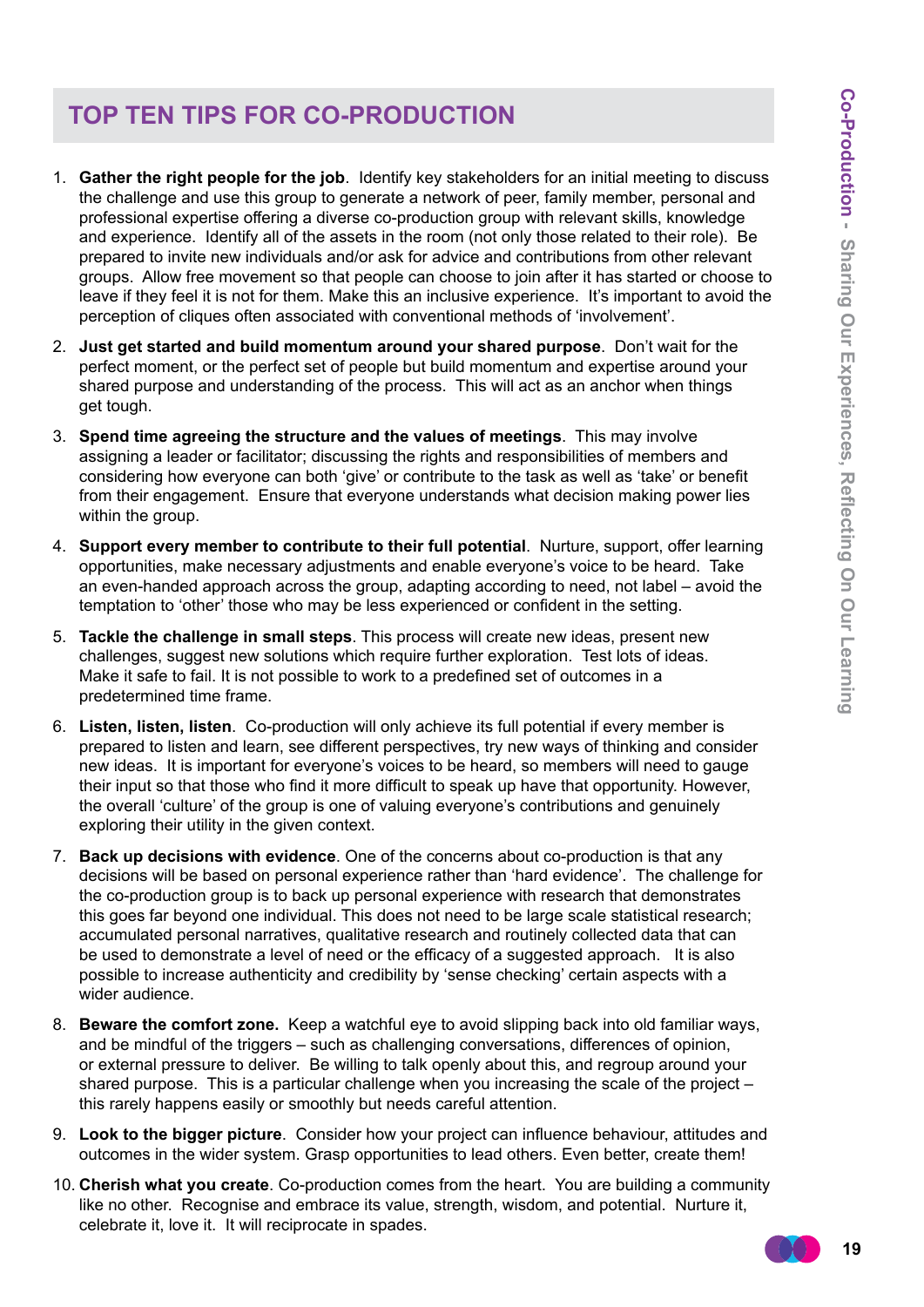## TOP TEN TIPS FOR CO-PRODUCTION

1. **Gather the right people for the job**. Identify key stakeholders for an initial meeting to discuss the challenge and use this group to generate a network of peer, family member, personal and professional expertise offering a diverse co-production group with relevant skills, knowledge and experience. Identify all of the assets in the room (not only those related to their role). Be prepared to invite new individuals and/or ask for advice and contributions from other relevant groups. Allow free movement so that people can choose to join after it has started or choose to leave if they feel it is not for them. Make this an inclusive experience. It's important to avoid the perception of cliques often associated with conventional methods of 'involvement'.

2. **Just get started and build momentum around your shared purpose**. Don't wait for the perfect moment, or the perfect set of people but build momentum and expertise around your shared purpose and understanding of the process. This will act as an anchor when things get tough.

3. **Spend time agreeing the structure and the values of meetings**. This may involve assigning a leader or facilitator; discussing the rights and responsibilities of members and considering how everyone can both 'give' or contribute to the task as well as 'take' or benefit from their engagement. Ensure that everyone understands what decision making power lies within the group.

4. **Support every member to contribute to their full potential**. Nurture, support, offer learning opportunities, make necessary adjustments and enable everyone's voice to be heard. Take an even-handed approach across the group, adapting according to need, not label – avoid the temptation to 'other' those who may be less experienced or confident in the setting.

5. **Tackle the challenge in small steps**. This process will create new ideas, present new challenges, suggest new solutions which require further exploration. Test lots of ideas. Make it safe to fail. It is not possible to work to a predefined set of outcomes in a predetermined time frame.

6. **Listen, listen, listen**. Co-production will only achieve its full potential if every member is prepared to listen and learn, see different perspectives, try new ways of thinking and consider new ideas. It is important for everyone's voices to be heard, so members will need to gauge their input so that those who find it more difficult to speak up have that opportunity. However, the overall 'culture' of the group is one of valuing everyone's contributions and genuinely exploring their utility in the given context.

7. **Back up decisions with evidence**. One of the concerns about co-production is that any decisions will be based on personal experience rather than 'hard evidence'. The challenge for the co-production group is to back up personal experience with research that demonstrates this goes far beyond one individual. This does not need to be large scale statistical research; accumulated personal narratives, qualitative research and routinely collected data that can be used to demonstrate a level of need or the efficacy of a suggested approach. It is also possible to increase authenticity and credibility by 'sense checking' certain aspects with a wider audience.

8. **Beware the comfort zone.** Keep a watchful eye to avoid slipping back into old familiar ways, and be mindful of the triggers – such as challenging conversations, differences of opinion, or external pressure to deliver. Be willing to talk openly about this, and regroup around your shared purpose. This is a particular challenge when you increasing the scale of the project – this rarely happens easily or smoothly but needs careful attention.

9. **Look to the bigger picture**. Consider how your project can influence behaviour, attitudes and outcomes in the wider system. Grasp opportunities to lead others. Even better, create them!

10. **Cherish what you create**. Co-production comes from the heart. You are building a community like no other. Recognise and embrace its value, strength, wisdom, and potential. Nurture it, celebrate it, love it. It will reciprocate in spades.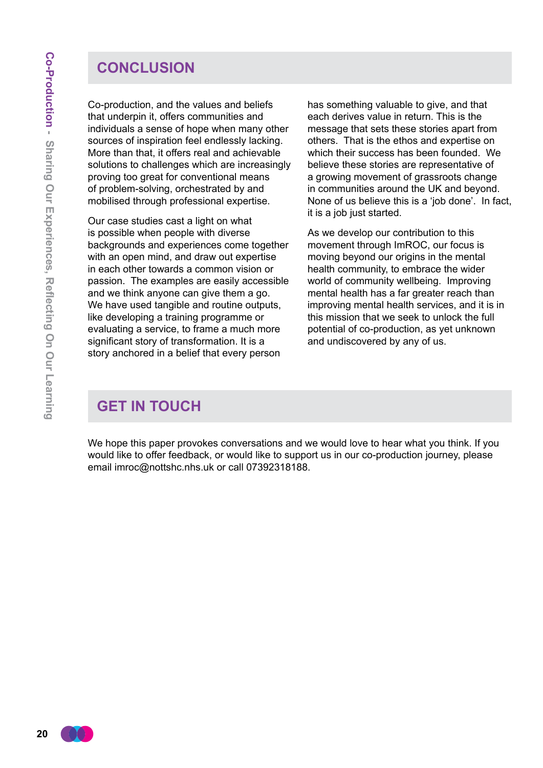## CONCLUSION

Co-production, and the values and beliefs that underpin it, offers communities and individuals a sense of hope when many other sources of inspiration feel endlessly lacking. More than that, it offers real and achievable solutions to challenges which are increasingly proving too great for conventional means of problem-solving, orchestrated by and mobilised through professional expertise.

Our case studies cast a light on what is possible when people with diverse backgrounds and experiences come together with an open mind, and draw out expertise in each other towards a common vision or passion. The examples are easily accessible and we think anyone can give them a go. We have used tangible and routine outputs, like developing a training programme or evaluating a service, to frame a much more significant story of transformation. It is a story anchored in a belief that every person has something valuable to give, and that each derives value in return. This is the message that sets these stories apart from others. That is the ethos and expertise on which their success has been founded. We believe these stories are representative of a growing movement of grassroots change in communities around the UK and beyond. None of us believe this is a 'job done'. In fact, it is a job just started.

As we develop our contribution to this movement through ImROC, our focus is moving beyond our origins in the mental health community, to embrace the wider world of community wellbeing. Improving mental health has a far greater reach than improving mental health services, and it is in this mission that we seek to unlock the full potential of co-production, as yet unknown and undiscovered by any of us.

## GET IN TOUCH

We hope this paper provokes conversations and we would love to hear what you think. If you would like to offer feedback, or would like to support us in our co-production journey, please email imroc@nottshc.nhs.uk or call 07392318188.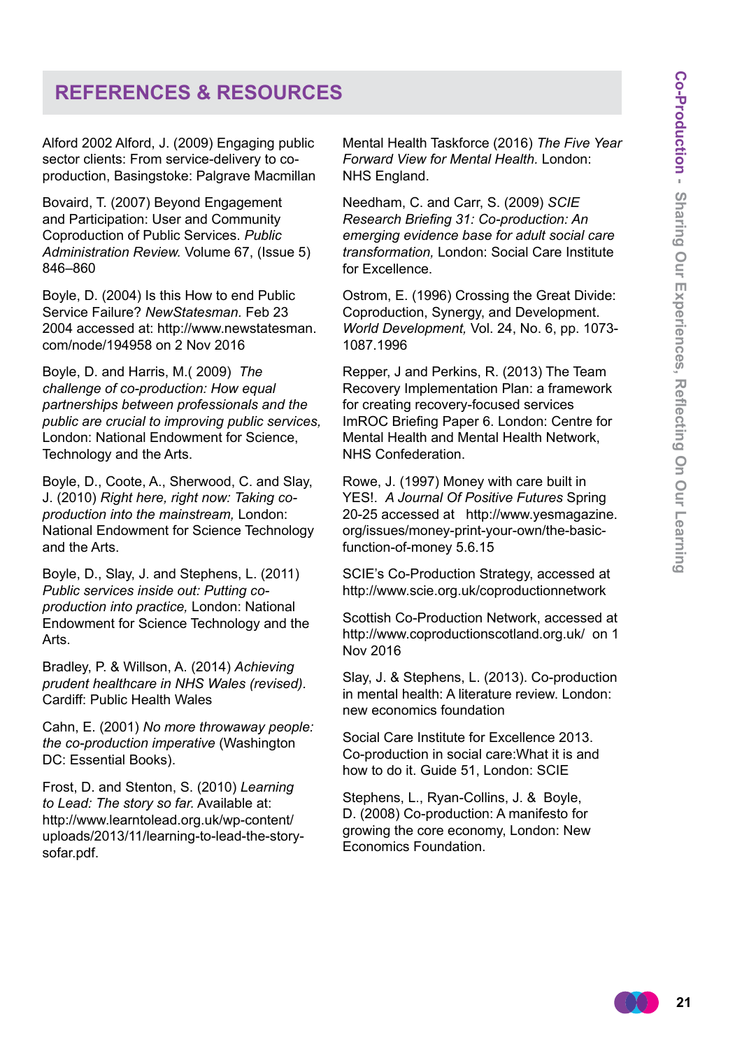## REFERENCES & RESOURCES

Alford 2002 Alford, J. (2009) Engaging public sector clients: From service-delivery to co-production, Basingstoke: Palgrave Macmillan

Bovaird, T. (2007) Beyond Engagement and Participation: User and Community Coproduction of Public Services. *Public Administration Review.* Volume 67, (Issue 5) 846–860

Boyle, D. (2004) Is this How to end Public Service Failure? *NewStatesman.* Feb 23 2004 accessed at: http://www.newstatesman.com/node/194958 on 2 Nov 2016

Boyle, D. and Harris, M.( 2009) *The challenge of co-production: How equal partnerships between professionals and the public are crucial to improving public services,* London: National Endowment for Science, Technology and the Arts.

Boyle, D., Coote, A., Sherwood, C. and Slay, J. (2010) *Right here, right now: Taking co-production into the mainstream,* London: National Endowment for Science Technology and the Arts.

Boyle, D., Slay, J. and Stephens, L. (2011) *Public services inside out: Putting co-production into practice,* London: National Endowment for Science Technology and the Arts.

Bradley, P. & Willson, A. (2014) *Achieving prudent healthcare in NHS Wales (revised).* Cardiff: Public Health Wales

Cahn, E. (2001) *No more throwaway people: the co-production imperative* (Washington DC: Essential Books).

Frost, D. and Stenton, S. (2010) *Learning to Lead: The story so far.* Available at: http://www.learntolead.org.uk/wp-content/uploads/2013/11/learning-to-lead-the-story-sofar.pdf.

Mental Health Taskforce (2016) *The Five Year Forward View for Mental Health.* London: NHS England.

Needham, C. and Carr, S. (2009) *SCIE Research Briefing 31: Co-production: An emerging evidence base for adult social care transformation,* London: Social Care Institute for Excellence.

Ostrom, E. (1996) Crossing the Great Divide: Coproduction, Synergy, and Development. *World Development,* Vol. 24, No. 6, pp. 1073-1087.1996

Repper, J and Perkins, R. (2013) The Team Recovery Implementation Plan: a framework for creating recovery-focused services ImROC Briefing Paper 6. London: Centre for Mental Health and Mental Health Network, NHS Confederation.

Rowe, J. (1997) Money with care built in YES!. *A Journal Of Positive Futures* Spring 20-25 accessed at http://www.yesmagazine.org/issues/money-print-your-own/the-basic-function-of-money 5.6.15

SCIE's Co-Production Strategy, accessed at http://www.scie.org.uk/coproductionnetwork

Scottish Co-Production Network, accessed at http://www.coproductionscotland.org.uk/ on 1 Nov 2016

Slay, J. & Stephens, L. (2013). Co-production in mental health: A literature review. London: new economics foundation

Social Care Institute for Excellence 2013. Co-production in social care:What it is and how to do it. Guide 51, London: SCIE

Stephens, L., Ryan-Collins, J. & Boyle, D. (2008) Co-production: A manifesto for growing the core economy, London: New Economics Foundation.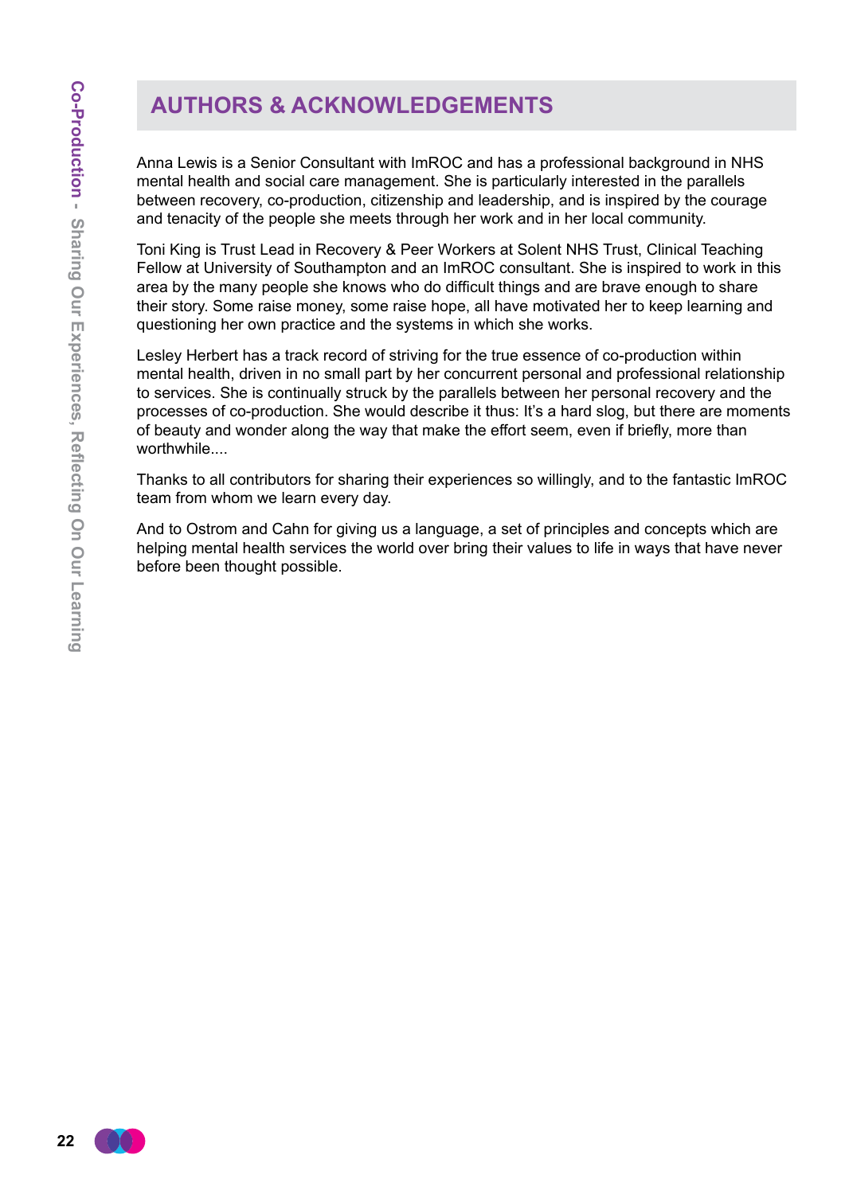## AUTHORS & ACKNOWLEDGEMENTS

Anna Lewis is a Senior Consultant with ImROC and has a professional background in NHS mental health and social care management. She is particularly interested in the parallels between recovery, co-production, citizenship and leadership, and is inspired by the courage and tenacity of the people she meets through her work and in her local community.

Toni King is Trust Lead in Recovery & Peer Workers at Solent NHS Trust, Clinical Teaching Fellow at University of Southampton and an ImROC consultant. She is inspired to work in this area by the many people she knows who do difficult things and are brave enough to share their story. Some raise money, some raise hope, all have motivated her to keep learning and questioning her own practice and the systems in which she works.

Lesley Herbert has a track record of striving for the true essence of co-production within mental health, driven in no small part by her concurrent personal and professional relationship to services. She is continually struck by the parallels between her personal recovery and the processes of co-production. She would describe it thus: It's a hard slog, but there are moments of beauty and wonder along the way that make the effort seem, even if briefly, more than worthwhile....

Thanks to all contributors for sharing their experiences so willingly, and to the fantastic ImROC team from whom we learn every day.

And to Ostrom and Cahn for giving us a language, a set of principles and concepts which are helping mental health services the world over bring their values to life in ways that have never before been thought possible.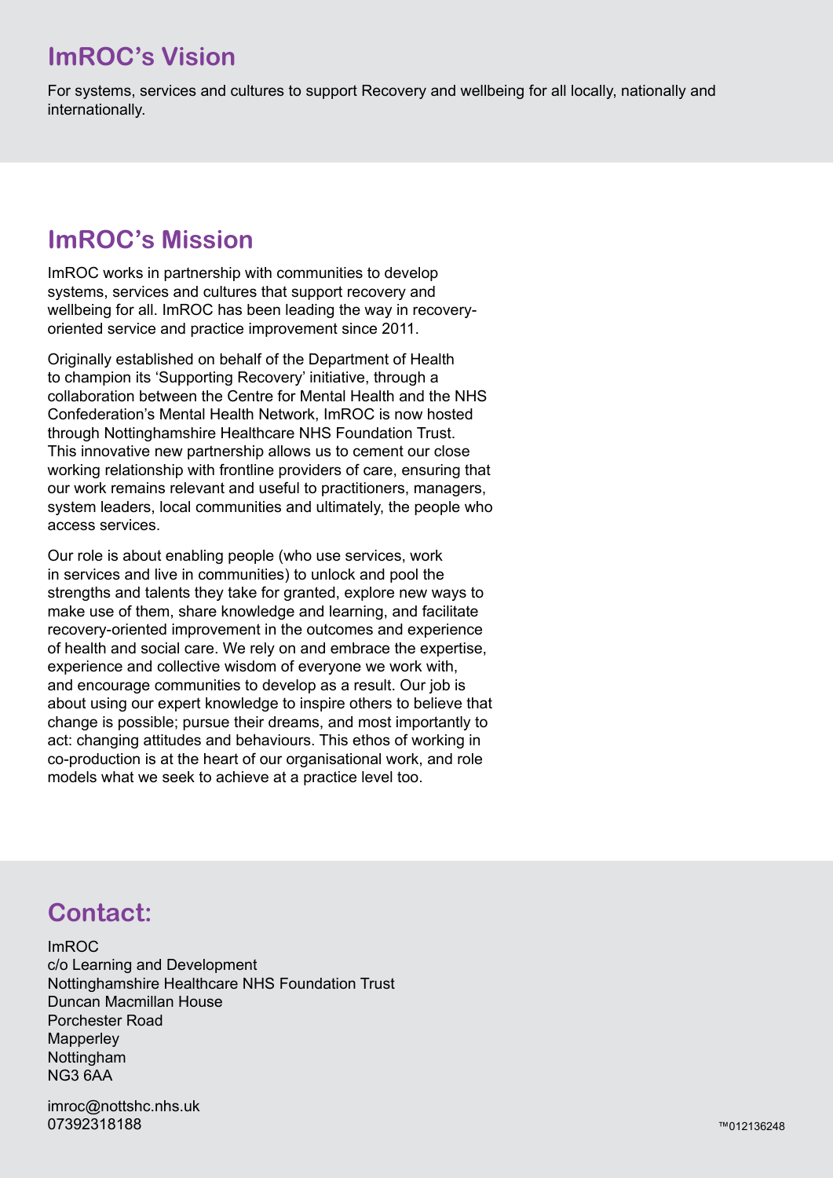## ImROC's Vision

For systems, services and cultures to support Recovery and wellbeing for all locally, nationally and internationally.

## ImROC's Mission

ImROC works in partnership with communities to develop systems, services and cultures that support recovery and wellbeing for all. ImROC has been leading the way in recovery-oriented service and practice improvement since 2011.

Originally established on behalf of the Department of Health to champion its 'Supporting Recovery' initiative, through a collaboration between the Centre for Mental Health and the NHS Confederation's Mental Health Network, ImROC is now hosted through Nottinghamshire Healthcare NHS Foundation Trust. This innovative new partnership allows us to cement our close working relationship with frontline providers of care, ensuring that our work remains relevant and useful to practitioners, managers, system leaders, local communities and ultimately, the people who access services.

Our role is about enabling people (who use services, work in services and live in communities) to unlock and pool the strengths and talents they take for granted, explore new ways to make use of them, share knowledge and learning, and facilitate recovery-oriented improvement in the outcomes and experience of health and social care. We rely on and embrace the expertise, experience and collective wisdom of everyone we work with, and encourage communities to develop as a result. Our job is about using our expert knowledge to inspire others to believe that change is possible; pursue their dreams, and most importantly to act: changing attitudes and behaviours. This ethos of working in co-production is at the heart of our organisational work, and role models what we seek to achieve at a practice level too.

## Contact:

ImROC
c/o Learning and Development
Nottinghamshire Healthcare NHS Foundation Trust
Duncan Macmillan House
Porchester Road
Mapperley
Nottingham
NG3 6AA

imroc@nottshc.nhs.uk
07392318188

™012136248